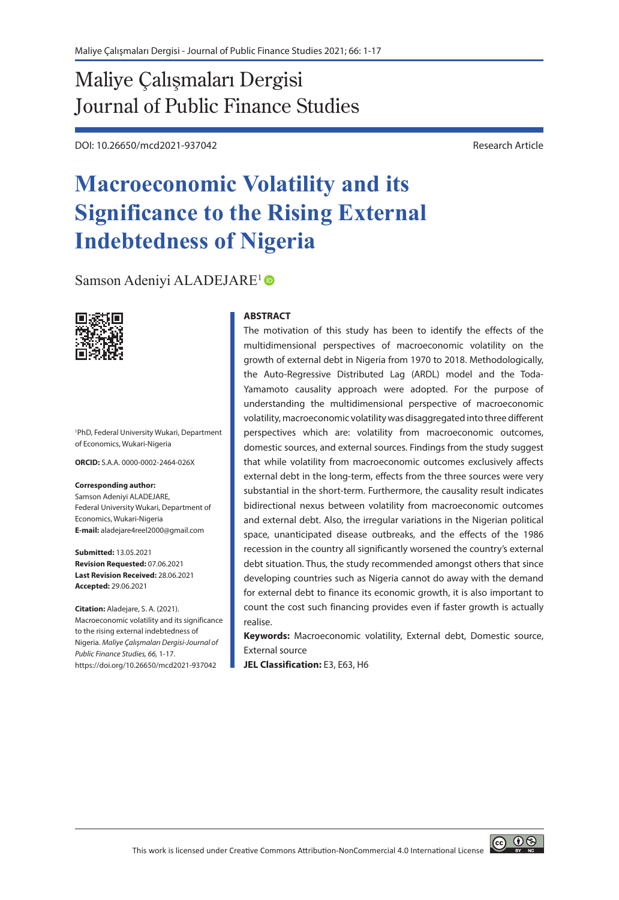Maliye Çalışmaları Dergisi
Journal of Public Finance Studies

DOI: 10.26650/mcd2021-937042

Research Article

# Macroeconomic Volatility and its Significance to the Rising External Indebtedness of Nigeria

Samson Adeniyi ALADEJARE[1]

[1]PhD, Federal University Wukari, Department of Economics, Wukari-Nigeria

**ORCID:** S.A.A. 0000-0002-2464-026X

**Corresponding author:**
Samson Adeniyi ALADEJARE,
Federal University Wukari, Department of Economics, Wukari-Nigeria
**E-mail:** aladejare4reel2000@gmail.com

**Submitted:** 13.05.2021
**Revision Requested:** 07.06.2021
**Last Revision Received:** 28.06.2021
**Accepted:** 29.06.2021

**Citation:** Aladejare, S. A. (2021). Macroeconomic volatility and its significance to the rising external indebtedness of Nigeria. *Maliye Çalışmaları Dergisi-Journal of Public Finance Studies, 66,* 1-17. https://doi.org/10.26650/mcd2021-937042

## ABSTRACT

The motivation of this study has been to identify the effects of the multidimensional perspectives of macroeconomic volatility on the growth of external debt in Nigeria from 1970 to 2018. Methodologically, the Auto-Regressive Distributed Lag (ARDL) model and the Toda-Yamamoto causality approach were adopted. For the purpose of understanding the multidimensional perspective of macroeconomic volatility, macroeconomic volatility was disaggregated into three different perspectives which are: volatility from macroeconomic outcomes, domestic sources, and external sources. Findings from the study suggest that while volatility from macroeconomic outcomes exclusively affects external debt in the long-term, effects from the three sources were very substantial in the short-term. Furthermore, the causality result indicates bidirectional nexus between volatility from macroeconomic outcomes and external debt. Also, the irregular variations in the Nigerian political space, unanticipated disease outbreaks, and the effects of the 1986 recession in the country all significantly worsened the country's external debt situation. Thus, the study recommended amongst others that since developing countries such as Nigeria cannot do away with the demand for external debt to finance its economic growth, it is also important to count the cost such financing provides even if faster growth is actually realise.

**Keywords:** Macroeconomic volatility, External debt, Domestic source, External source

**JEL Classification:** E3, E63, H6

This work is licensed under Creative Commons Attribution-NonCommercial 4.0 International License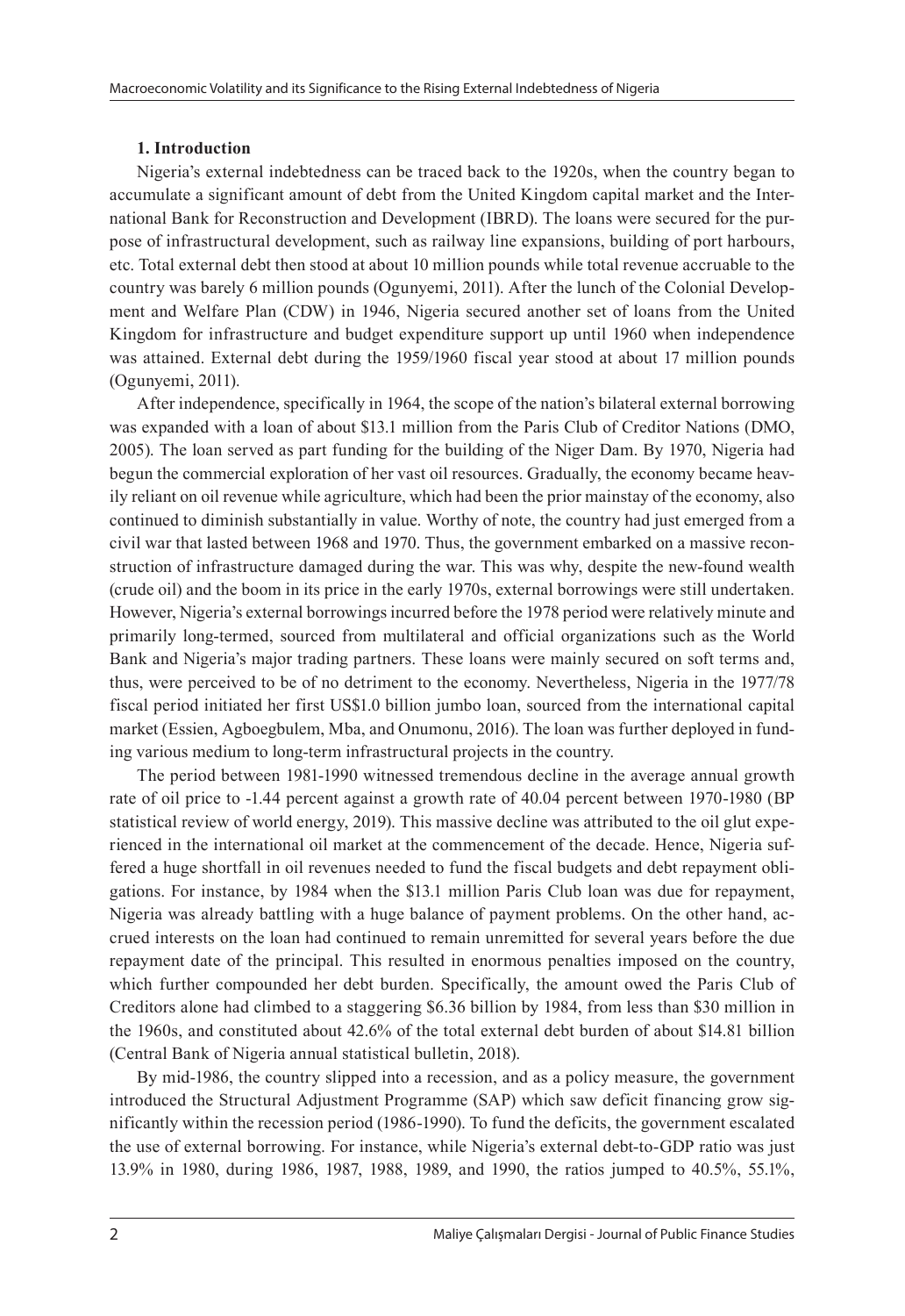## 1. Introduction

Nigeria's external indebtedness can be traced back to the 1920s, when the country began to accumulate a significant amount of debt from the United Kingdom capital market and the International Bank for Reconstruction and Development (IBRD). The loans were secured for the purpose of infrastructural development, such as railway line expansions, building of port harbours, etc. Total external debt then stood at about 10 million pounds while total revenue accruable to the country was barely 6 million pounds (Ogunyemi, 2011). After the lunch of the Colonial Development and Welfare Plan (CDW) in 1946, Nigeria secured another set of loans from the United Kingdom for infrastructure and budget expenditure support up until 1960 when independence was attained. External debt during the 1959/1960 fiscal year stood at about 17 million pounds (Ogunyemi, 2011).

After independence, specifically in 1964, the scope of the nation's bilateral external borrowing was expanded with a loan of about $13.1 million from the Paris Club of Creditor Nations (DMO, 2005). The loan served as part funding for the building of the Niger Dam. By 1970, Nigeria had begun the commercial exploration of her vast oil resources. Gradually, the economy became heavily reliant on oil revenue while agriculture, which had been the prior mainstay of the economy, also continued to diminish substantially in value. Worthy of note, the country had just emerged from a civil war that lasted between 1968 and 1970. Thus, the government embarked on a massive reconstruction of infrastructure damaged during the war. This was why, despite the new-found wealth (crude oil) and the boom in its price in the early 1970s, external borrowings were still undertaken. However, Nigeria's external borrowings incurred before the 1978 period were relatively minute and primarily long-termed, sourced from multilateral and official organizations such as the World Bank and Nigeria's major trading partners. These loans were mainly secured on soft terms and, thus, were perceived to be of no detriment to the economy. Nevertheless, Nigeria in the 1977/78 fiscal period initiated her first US$1.0 billion jumbo loan, sourced from the international capital market (Essien, Agboegbulem, Mba, and Onumonu, 2016). The loan was further deployed in funding various medium to long-term infrastructural projects in the country.

The period between 1981-1990 witnessed tremendous decline in the average annual growth rate of oil price to -1.44 percent against a growth rate of 40.04 percent between 1970-1980 (BP statistical review of world energy, 2019). This massive decline was attributed to the oil glut experienced in the international oil market at the commencement of the decade. Hence, Nigeria suffered a huge shortfall in oil revenues needed to fund the fiscal budgets and debt repayment obligations. For instance, by 1984 when the $13.1 million Paris Club loan was due for repayment, Nigeria was already battling with a huge balance of payment problems. On the other hand, accrued interests on the loan had continued to remain unremitted for several years before the due repayment date of the principal. This resulted in enormous penalties imposed on the country, which further compounded her debt burden. Specifically, the amount owed the Paris Club of Creditors alone had climbed to a staggering $6.36 billion by 1984, from less than $30 million in the 1960s, and constituted about 42.6% of the total external debt burden of about $14.81 billion (Central Bank of Nigeria annual statistical bulletin, 2018).

By mid-1986, the country slipped into a recession, and as a policy measure, the government introduced the Structural Adjustment Programme (SAP) which saw deficit financing grow significantly within the recession period (1986-1990). To fund the deficits, the government escalated the use of external borrowing. For instance, while Nigeria's external debt-to-GDP ratio was just 13.9% in 1980, during 1986, 1987, 1988, 1989, and 1990, the ratios jumped to 40.5%, 55.1%,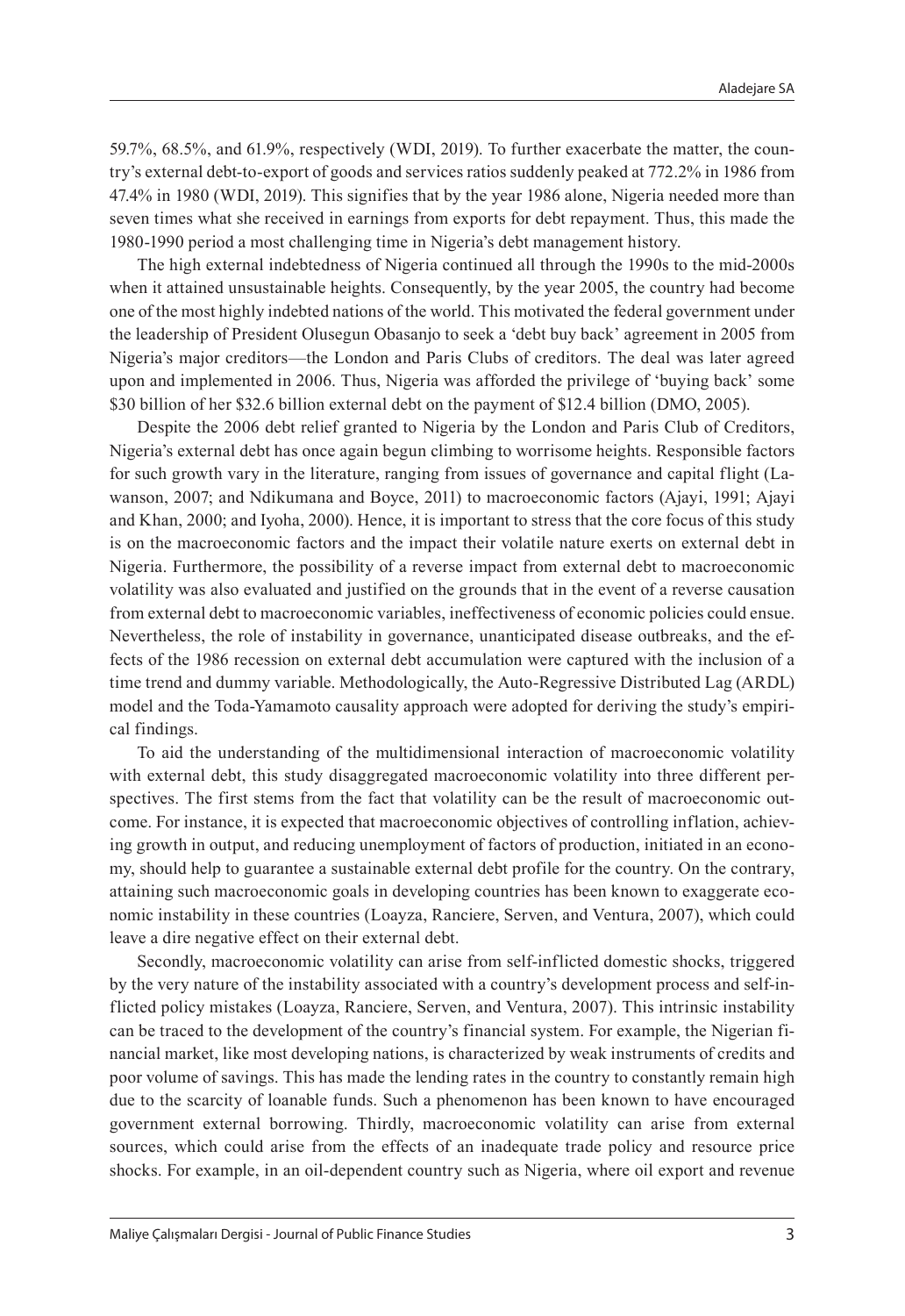59.7%, 68.5%, and 61.9%, respectively (WDI, 2019). To further exacerbate the matter, the country's external debt-to-export of goods and services ratios suddenly peaked at 772.2% in 1986 from 47.4% in 1980 (WDI, 2019). This signifies that by the year 1986 alone, Nigeria needed more than seven times what she received in earnings from exports for debt repayment. Thus, this made the 1980-1990 period a most challenging time in Nigeria's debt management history.

The high external indebtedness of Nigeria continued all through the 1990s to the mid-2000s when it attained unsustainable heights. Consequently, by the year 2005, the country had become one of the most highly indebted nations of the world. This motivated the federal government under the leadership of President Olusegun Obasanjo to seek a 'debt buy back' agreement in 2005 from Nigeria's major creditors—the London and Paris Clubs of creditors. The deal was later agreed upon and implemented in 2006. Thus, Nigeria was afforded the privilege of 'buying back' some \$30 billion of her \$32.6 billion external debt on the payment of \$12.4 billion (DMO, 2005).

Despite the 2006 debt relief granted to Nigeria by the London and Paris Club of Creditors, Nigeria's external debt has once again begun climbing to worrisome heights. Responsible factors for such growth vary in the literature, ranging from issues of governance and capital flight (Lawanson, 2007; and Ndikumana and Boyce, 2011) to macroeconomic factors (Ajayi, 1991; Ajayi and Khan, 2000; and Iyoha, 2000). Hence, it is important to stress that the core focus of this study is on the macroeconomic factors and the impact their volatile nature exerts on external debt in Nigeria. Furthermore, the possibility of a reverse impact from external debt to macroeconomic volatility was also evaluated and justified on the grounds that in the event of a reverse causation from external debt to macroeconomic variables, ineffectiveness of economic policies could ensue. Nevertheless, the role of instability in governance, unanticipated disease outbreaks, and the effects of the 1986 recession on external debt accumulation were captured with the inclusion of a time trend and dummy variable. Methodologically, the Auto-Regressive Distributed Lag (ARDL) model and the Toda-Yamamoto causality approach were adopted for deriving the study's empirical findings.

To aid the understanding of the multidimensional interaction of macroeconomic volatility with external debt, this study disaggregated macroeconomic volatility into three different perspectives. The first stems from the fact that volatility can be the result of macroeconomic outcome. For instance, it is expected that macroeconomic objectives of controlling inflation, achieving growth in output, and reducing unemployment of factors of production, initiated in an economy, should help to guarantee a sustainable external debt profile for the country. On the contrary, attaining such macroeconomic goals in developing countries has been known to exaggerate economic instability in these countries (Loayza, Ranciere, Serven, and Ventura, 2007), which could leave a dire negative effect on their external debt.

Secondly, macroeconomic volatility can arise from self-inflicted domestic shocks, triggered by the very nature of the instability associated with a country's development process and self-inflicted policy mistakes (Loayza, Ranciere, Serven, and Ventura, 2007). This intrinsic instability can be traced to the development of the country's financial system. For example, the Nigerian financial market, like most developing nations, is characterized by weak instruments of credits and poor volume of savings. This has made the lending rates in the country to constantly remain high due to the scarcity of loanable funds. Such a phenomenon has been known to have encouraged government external borrowing. Thirdly, macroeconomic volatility can arise from external sources, which could arise from the effects of an inadequate trade policy and resource price shocks. For example, in an oil-dependent country such as Nigeria, where oil export and revenue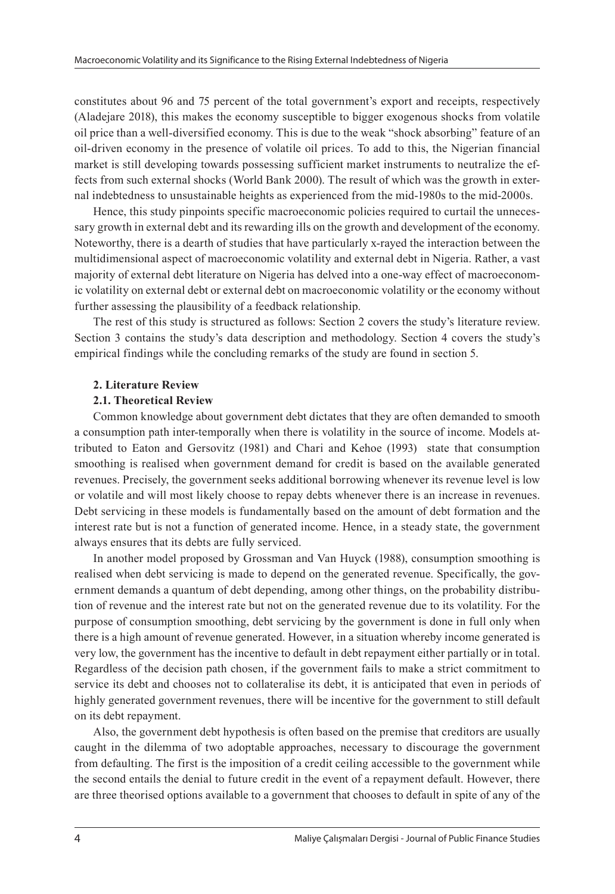constitutes about 96 and 75 percent of the total government's export and receipts, respectively (Aladejare 2018), this makes the economy susceptible to bigger exogenous shocks from volatile oil price than a well-diversified economy. This is due to the weak "shock absorbing" feature of an oil-driven economy in the presence of volatile oil prices. To add to this, the Nigerian financial market is still developing towards possessing sufficient market instruments to neutralize the effects from such external shocks (World Bank 2000). The result of which was the growth in external indebtedness to unsustainable heights as experienced from the mid-1980s to the mid-2000s.

Hence, this study pinpoints specific macroeconomic policies required to curtail the unnecessary growth in external debt and its rewarding ills on the growth and development of the economy. Noteworthy, there is a dearth of studies that have particularly x-rayed the interaction between the multidimensional aspect of macroeconomic volatility and external debt in Nigeria. Rather, a vast majority of external debt literature on Nigeria has delved into a one-way effect of macroeconomic volatility on external debt or external debt on macroeconomic volatility or the economy without further assessing the plausibility of a feedback relationship.

The rest of this study is structured as follows: Section 2 covers the study's literature review. Section 3 contains the study's data description and methodology. Section 4 covers the study's empirical findings while the concluding remarks of the study are found in section 5.

## 2. Literature Review

### 2.1. Theoretical Review

Common knowledge about government debt dictates that they are often demanded to smooth a consumption path inter-temporally when there is volatility in the source of income. Models attributed to Eaton and Gersovitz (1981) and Chari and Kehoe (1993) state that consumption smoothing is realised when government demand for credit is based on the available generated revenues. Precisely, the government seeks additional borrowing whenever its revenue level is low or volatile and will most likely choose to repay debts whenever there is an increase in revenues. Debt servicing in these models is fundamentally based on the amount of debt formation and the interest rate but is not a function of generated income. Hence, in a steady state, the government always ensures that its debts are fully serviced.

In another model proposed by Grossman and Van Huyck (1988), consumption smoothing is realised when debt servicing is made to depend on the generated revenue. Specifically, the government demands a quantum of debt depending, among other things, on the probability distribution of revenue and the interest rate but not on the generated revenue due to its volatility. For the purpose of consumption smoothing, debt servicing by the government is done in full only when there is a high amount of revenue generated. However, in a situation whereby income generated is very low, the government has the incentive to default in debt repayment either partially or in total. Regardless of the decision path chosen, if the government fails to make a strict commitment to service its debt and chooses not to collateralise its debt, it is anticipated that even in periods of highly generated government revenues, there will be incentive for the government to still default on its debt repayment.

Also, the government debt hypothesis is often based on the premise that creditors are usually caught in the dilemma of two adoptable approaches, necessary to discourage the government from defaulting. The first is the imposition of a credit ceiling accessible to the government while the second entails the denial to future credit in the event of a repayment default. However, there are three theorised options available to a government that chooses to default in spite of any of the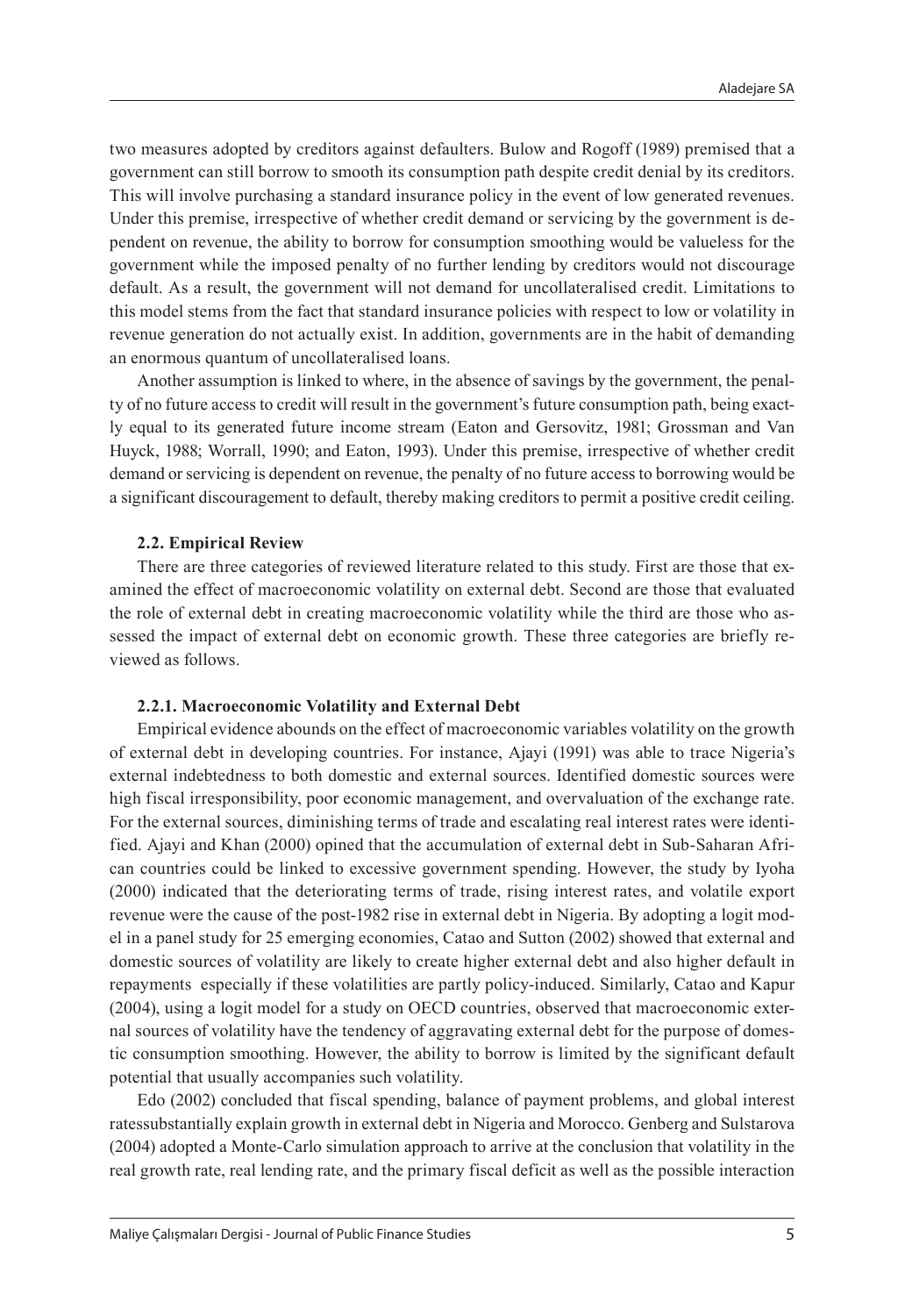two measures adopted by creditors against defaulters. Bulow and Rogoff (1989) premised that a government can still borrow to smooth its consumption path despite credit denial by its creditors. This will involve purchasing a standard insurance policy in the event of low generated revenues. Under this premise, irrespective of whether credit demand or servicing by the government is dependent on revenue, the ability to borrow for consumption smoothing would be valueless for the government while the imposed penalty of no further lending by creditors would not discourage default. As a result, the government will not demand for uncollateralised credit. Limitations to this model stems from the fact that standard insurance policies with respect to low or volatility in revenue generation do not actually exist. In addition, governments are in the habit of demanding an enormous quantum of uncollateralised loans.

Another assumption is linked to where, in the absence of savings by the government, the penalty of no future access to credit will result in the government's future consumption path, being exactly equal to its generated future income stream (Eaton and Gersovitz, 1981; Grossman and Van Huyck, 1988; Worrall, 1990; and Eaton, 1993). Under this premise, irrespective of whether credit demand or servicing is dependent on revenue, the penalty of no future access to borrowing would be a significant discouragement to default, thereby making creditors to permit a positive credit ceiling.

### 2.2. Empirical Review

There are three categories of reviewed literature related to this study. First are those that examined the effect of macroeconomic volatility on external debt. Second are those that evaluated the role of external debt in creating macroeconomic volatility while the third are those who assessed the impact of external debt on economic growth. These three categories are briefly reviewed as follows.

#### 2.2.1. Macroeconomic Volatility and External Debt

Empirical evidence abounds on the effect of macroeconomic variables volatility on the growth of external debt in developing countries. For instance, Ajayi (1991) was able to trace Nigeria's external indebtedness to both domestic and external sources. Identified domestic sources were high fiscal irresponsibility, poor economic management, and overvaluation of the exchange rate. For the external sources, diminishing terms of trade and escalating real interest rates were identified. Ajayi and Khan (2000) opined that the accumulation of external debt in Sub-Saharan African countries could be linked to excessive government spending. However, the study by Iyoha (2000) indicated that the deteriorating terms of trade, rising interest rates, and volatile export revenue were the cause of the post-1982 rise in external debt in Nigeria. By adopting a logit model in a panel study for 25 emerging economies, Catao and Sutton (2002) showed that external and domestic sources of volatility are likely to create higher external debt and also higher default in repayments especially if these volatilities are partly policy-induced. Similarly, Catao and Kapur (2004), using a logit model for a study on OECD countries, observed that macroeconomic external sources of volatility have the tendency of aggravating external debt for the purpose of domestic consumption smoothing. However, the ability to borrow is limited by the significant default potential that usually accompanies such volatility.

Edo (2002) concluded that fiscal spending, balance of payment problems, and global interest ratessubstantially explain growth in external debt in Nigeria and Morocco. Genberg and Sulstarova (2004) adopted a Monte-Carlo simulation approach to arrive at the conclusion that volatility in the real growth rate, real lending rate, and the primary fiscal deficit as well as the possible interaction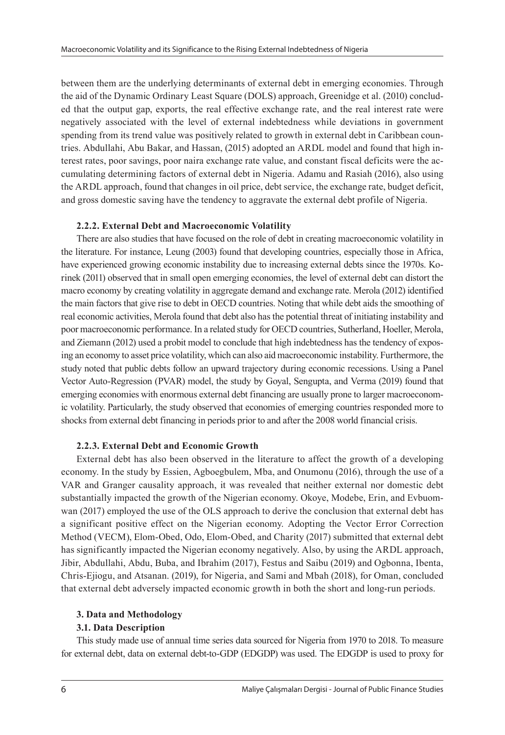between them are the underlying determinants of external debt in emerging economies. Through the aid of the Dynamic Ordinary Least Square (DOLS) approach, Greenidge et al. (2010) concluded that the output gap, exports, the real effective exchange rate, and the real interest rate were negatively associated with the level of external indebtedness while deviations in government spending from its trend value was positively related to growth in external debt in Caribbean countries. Abdullahi, Abu Bakar, and Hassan, (2015) adopted an ARDL model and found that high interest rates, poor savings, poor naira exchange rate value, and constant fiscal deficits were the accumulating determining factors of external debt in Nigeria. Adamu and Rasiah (2016), also using the ARDL approach, found that changes in oil price, debt service, the exchange rate, budget deficit, and gross domestic saving have the tendency to aggravate the external debt profile of Nigeria.

#### 2.2.2. External Debt and Macroeconomic Volatility

There are also studies that have focused on the role of debt in creating macroeconomic volatility in the literature. For instance, Leung (2003) found that developing countries, especially those in Africa, have experienced growing economic instability due to increasing external debts since the 1970s. Korinek (2011) observed that in small open emerging economies, the level of external debt can distort the macro economy by creating volatility in aggregate demand and exchange rate. Merola (2012) identified the main factors that give rise to debt in OECD countries. Noting that while debt aids the smoothing of real economic activities, Merola found that debt also has the potential threat of initiating instability and poor macroeconomic performance. In a related study for OECD countries, Sutherland, Hoeller, Merola, and Ziemann (2012) used a probit model to conclude that high indebtedness has the tendency of exposing an economy to asset price volatility, which can also aid macroeconomic instability. Furthermore, the study noted that public debts follow an upward trajectory during economic recessions. Using a Panel Vector Auto-Regression (PVAR) model, the study by Goyal, Sengupta, and Verma (2019) found that emerging economies with enormous external debt financing are usually prone to larger macroeconomic volatility. Particularly, the study observed that economies of emerging countries responded more to shocks from external debt financing in periods prior to and after the 2008 world financial crisis.

#### 2.2.3. External Debt and Economic Growth

External debt has also been observed in the literature to affect the growth of a developing economy. In the study by Essien, Agboegbulem, Mba, and Onumonu (2016), through the use of a VAR and Granger causality approach, it was revealed that neither external nor domestic debt substantially impacted the growth of the Nigerian economy. Okoye, Modebe, Erin, and Evbuomwan (2017) employed the use of the OLS approach to derive the conclusion that external debt has a significant positive effect on the Nigerian economy. Adopting the Vector Error Correction Method (VECM), Elom-Obed, Odo, Elom-Obed, and Charity (2017) submitted that external debt has significantly impacted the Nigerian economy negatively. Also, by using the ARDL approach, Jibir, Abdullahi, Abdu, Buba, and Ibrahim (2017), Festus and Saibu (2019) and Ogbonna, Ibenta, Chris-Ejiogu, and Atsanan. (2019), for Nigeria, and Sami and Mbah (2018), for Oman, concluded that external debt adversely impacted economic growth in both the short and long-run periods.

## 3. Data and Methodology

### 3.1. Data Description

This study made use of annual time series data sourced for Nigeria from 1970 to 2018. To measure for external debt, data on external debt-to-GDP (EDGDP) was used. The EDGDP is used to proxy for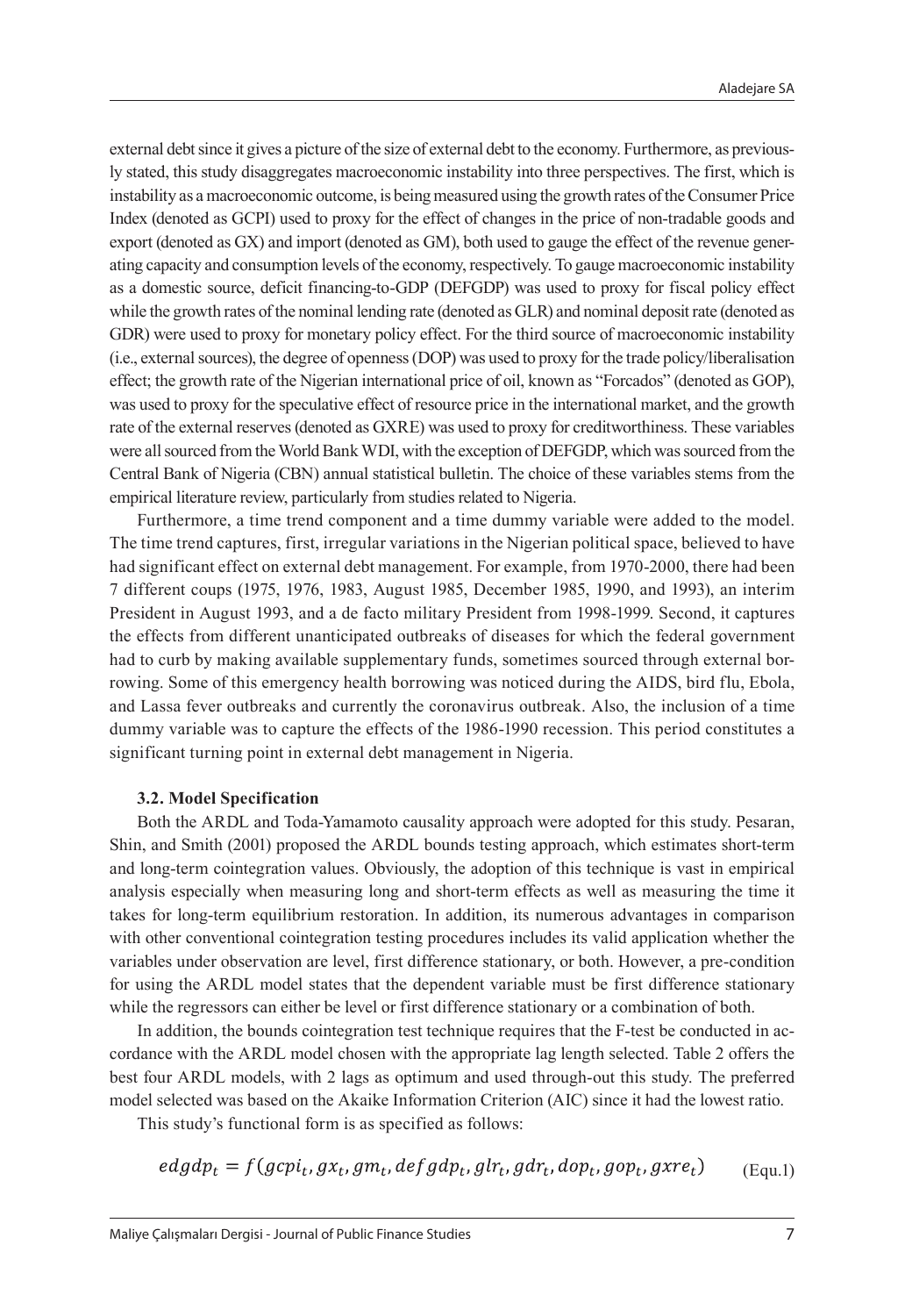external debt since it gives a picture of the size of external debt to the economy. Furthermore, as previously stated, this study disaggregates macroeconomic instability into three perspectives. The first, which is instability as a macroeconomic outcome, is being measured using the growth rates of the Consumer Price Index (denoted as GCPI) used to proxy for the effect of changes in the price of non-tradable goods and export (denoted as GX) and import (denoted as GM), both used to gauge the effect of the revenue generating capacity and consumption levels of the economy, respectively. To gauge macroeconomic instability as a domestic source, deficit financing-to-GDP (DEFGDP) was used to proxy for fiscal policy effect while the growth rates of the nominal lending rate (denoted as GLR) and nominal deposit rate (denoted as GDR) were used to proxy for monetary policy effect. For the third source of macroeconomic instability (i.e., external sources), the degree of openness (DOP) was used to proxy for the trade policy/liberalisation effect; the growth rate of the Nigerian international price of oil, known as "Forcados" (denoted as GOP), was used to proxy for the speculative effect of resource price in the international market, and the growth rate of the external reserves (denoted as GXRE) was used to proxy for creditworthiness. These variables were all sourced from the World Bank WDI, with the exception of DEFGDP, which was sourced from the Central Bank of Nigeria (CBN) annual statistical bulletin. The choice of these variables stems from the empirical literature review, particularly from studies related to Nigeria.

Furthermore, a time trend component and a time dummy variable were added to the model. The time trend captures, first, irregular variations in the Nigerian political space, believed to have had significant effect on external debt management. For example, from 1970-2000, there had been 7 different coups (1975, 1976, 1983, August 1985, December 1985, 1990, and 1993), an interim President in August 1993, and a de facto military President from 1998-1999. Second, it captures the effects from different unanticipated outbreaks of diseases for which the federal government had to curb by making available supplementary funds, sometimes sourced through external borrowing. Some of this emergency health borrowing was noticed during the AIDS, bird flu, Ebola, and Lassa fever outbreaks and currently the coronavirus outbreak. Also, the inclusion of a time dummy variable was to capture the effects of the 1986-1990 recession. This period constitutes a significant turning point in external debt management in Nigeria.

### 3.2. Model Specification

Both the ARDL and Toda-Yamamoto causality approach were adopted for this study. Pesaran, Shin, and Smith (2001) proposed the ARDL bounds testing approach, which estimates short-term and long-term cointegration values. Obviously, the adoption of this technique is vast in empirical analysis especially when measuring long and short-term effects as well as measuring the time it takes for long-term equilibrium restoration. In addition, its numerous advantages in comparison with other conventional cointegration testing procedures includes its valid application whether the variables under observation are level, first difference stationary, or both. However, a pre-condition for using the ARDL model states that the dependent variable must be first difference stationary while the regressors can either be level or first difference stationary or a combination of both.

In addition, the bounds cointegration test technique requires that the F-test be conducted in accordance with the ARDL model chosen with the appropriate lag length selected. Table 2 offers the best four ARDL models, with 2 lags as optimum and used through-out this study. The preferred model selected was based on the Akaike Information Criterion (AIC) since it had the lowest ratio.

This study's functional form is as specified as follows:

$$edgdp_t = f(gcpi_t, gx_t, gm_t, defgdp_t, glr_t, gdr_t, dop_t, gop_t, gxre_t) \qquad \text{(Equ.1)}$$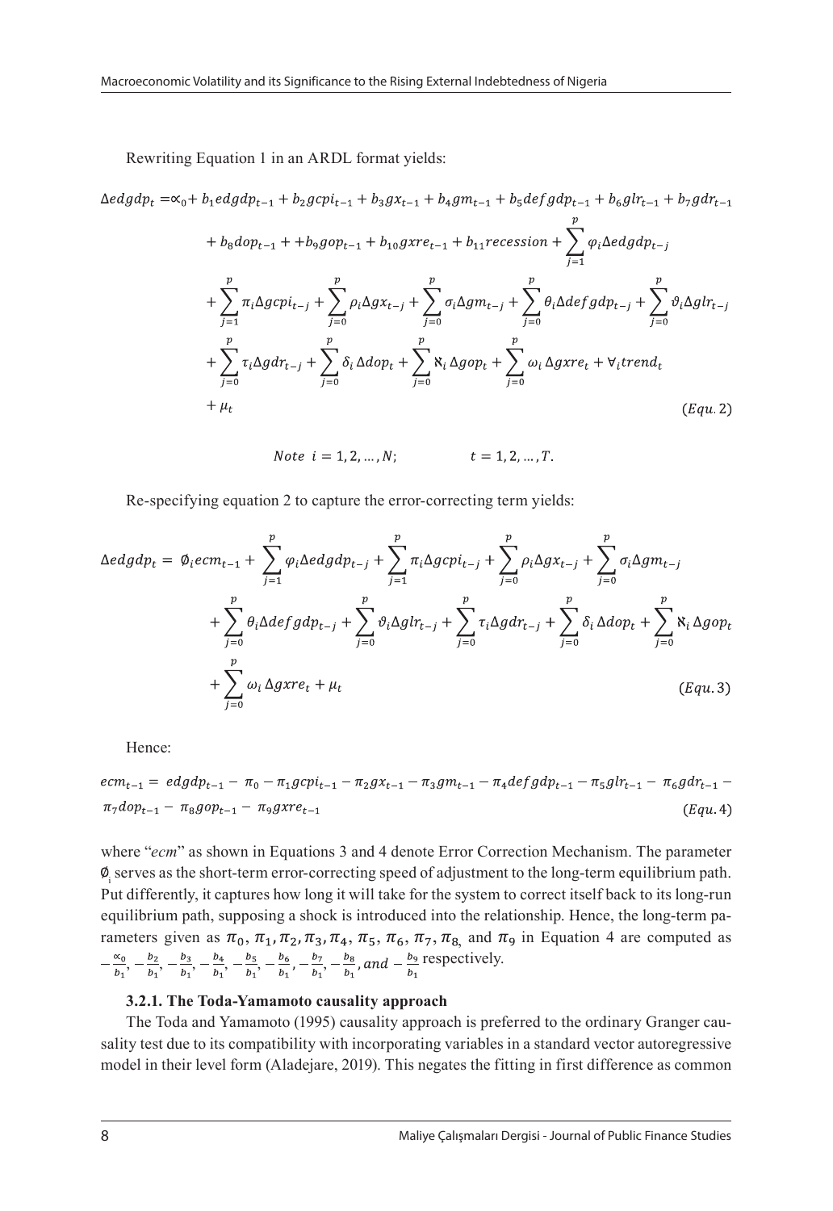Rewriting Equation 1 in an ARDL format yields:

$$
\begin{aligned}
\Delta edgdp_t =& \propto_0 + b_1 edgdp_{t-1} + b_2 gcpi_{t-1} + b_3 gx_{t-1} + b_4 gm_{t-1} + b_5 defgdp_{t-1} + b_6 glr_{t-1} + b_7 gdr_{t-1} \\
&+ b_8 dop_{t-1} + +b_9 gop_{t-1} + b_{10} gxre_{t-1} + b_{11} recession + \sum_{j=1}^{p} \varphi_i \Delta edgdp_{t-j} \\
&+ \sum_{j=1}^{p} \pi_i \Delta gcpi_{t-j} + \sum_{j=0}^{p} \rho_i \Delta gx_{t-j} + \sum_{j=0}^{p} \sigma_i \Delta gm_{t-j} + \sum_{j=0}^{p} \theta_i \Delta defgdp_{t-j} + \sum_{j=0}^{p} \vartheta_i \Delta glr_{t-j} \\
&+ \sum_{j=0}^{p} \tau_i \Delta gdr_{t-j} + \sum_{j=0}^{p} \delta_i \, \Delta dop_t + \sum_{j=0}^{p} \aleph_i \, \Delta gop_t + \sum_{j=0}^{p} \omega_i \, \Delta gxre_t + \forall_i trend_t \\
&+ \mu_t \qquad (Equ. 2)
\end{aligned}
$$

$$
Note \;\; i = 1, 2, \ldots, N; \qquad t = 1, 2, \ldots, T.
$$

Re-specifying equation 2 to capture the error-correcting term yields:

$$
\begin{aligned}
\Delta edgdp_t =& \; \emptyset_i ecm_{t-1} + \sum_{j=1}^{p} \varphi_i \Delta edgdp_{t-j} + \sum_{j=1}^{p} \pi_i \Delta gcpi_{t-j} + \sum_{j=0}^{p} \rho_i \Delta gx_{t-j} + \sum_{j=0}^{p} \sigma_i \Delta gm_{t-j} \\
&+ \sum_{j=0}^{p} \theta_i \Delta defgdp_{t-j} + \sum_{j=0}^{p} \vartheta_i \Delta glr_{t-j} + \sum_{j=0}^{p} \tau_i \Delta gdr_{t-j} + \sum_{j=0}^{p} \delta_i \, \Delta dop_t + \sum_{j=0}^{p} \aleph_i \, \Delta gop_t \\
&+ \sum_{j=0}^{p} \omega_i \, \Delta gxre_t + \mu_t \qquad (Equ. 3)
\end{aligned}
$$

Hence:

$$
ecm_{t-1} = edgdp_{t-1} - \pi_0 - \pi_1 gcpi_{t-1} - \pi_2 gx_{t-1} - \pi_3 gm_{t-1} - \pi_4 defgdp_{t-1} - \pi_5 glr_{t-1} - \pi_6 gdr_{t-1} - \pi_7 dop_{t-1} - \pi_8 gop_{t-1} - \pi_9 gxre_{t-1} \qquad (Equ. 4)
$$

where "*ecm*" as shown in Equations 3 and 4 denote Error Correction Mechanism. The parameter $\emptyset_i$ serves as the short-term error-correcting speed of adjustment to the long-term equilibrium path. Put differently, it captures how long it will take for the system to correct itself back to its long-run equilibrium path, supposing a shock is introduced into the relationship. Hence, the long-term parameters given as $\pi_0, \pi_1, \pi_2, \pi_3, \pi_4, \pi_5, \pi_6, \pi_7, \pi_8,$ and $\pi_9$ in Equation 4 are computed as $-\frac{\propto_0}{b_1}, -\frac{b_2}{b_1}, -\frac{b_3}{b_1}, -\frac{b_4}{b_1}, -\frac{b_5}{b_1}, -\frac{b_6}{b_1}, -\frac{b_7}{b_1}, -\frac{b_8}{b_1}, and -\frac{b_9}{b_1}$ respectively.

### 3.2.1. The Toda-Yamamoto causality approach

The Toda and Yamamoto (1995) causality approach is preferred to the ordinary Granger causality test due to its compatibility with incorporating variables in a standard vector autoregressive model in their level form (Aladejare, 2019). This negates the fitting in first difference as common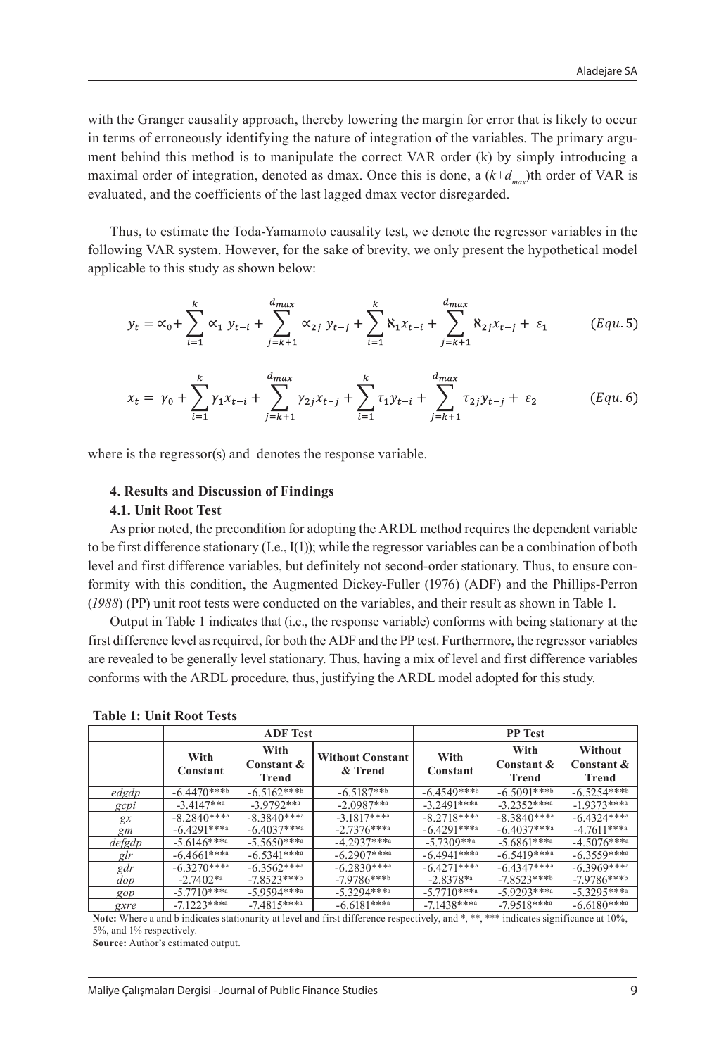with the Granger causality approach, thereby lowering the margin for error that is likely to occur in terms of erroneously identifying the nature of integration of the variables. The primary argument behind this method is to manipulate the correct VAR order (k) by simply introducing a maximal order of integration, denoted as dmax. Once this is done, a ($k+d_{max}$)th order of VAR is evaluated, and the coefficients of the last lagged dmax vector disregarded.

Thus, to estimate the Toda-Yamamoto causality test, we denote the regressor variables in the following VAR system. However, for the sake of brevity, we only present the hypothetical model applicable to this study as shown below:

$$y_t = \propto_0 + \sum_{i=1}^{k} \propto_1 y_{t-i} + \sum_{j=k+1}^{d_{max}} \propto_{2j} y_{t-j} + \sum_{i=1}^{k} \aleph_1 x_{t-i} + \sum_{j=k+1}^{d_{max}} \aleph_{2j} x_{t-j} + \varepsilon_1 \qquad (Equ. 5)$$

$$x_t = \gamma_0 + \sum_{i=1}^{k} \gamma_1 x_{t-i} + \sum_{j=k+1}^{d_{max}} \gamma_{2j} x_{t-j} + \sum_{i=1}^{k} \tau_1 y_{t-i} + \sum_{j=k+1}^{d_{max}} \tau_{2j} y_{t-j} + \varepsilon_2 \qquad (Equ. 6)$$

where is the regressor(s) and denotes the response variable.

### 4. Results and Discussion of Findings

#### 4.1. Unit Root Test

As prior noted, the precondition for adopting the ARDL method requires the dependent variable to be first difference stationary (I.e., I(1)); while the regressor variables can be a combination of both level and first difference variables, but definitely not second-order stationary. Thus, to ensure conformity with this condition, the Augmented Dickey-Fuller (1976) (ADF) and the Phillips-Perron (*1988*) (PP) unit root tests were conducted on the variables, and their result as shown in Table 1.

Output in Table 1 indicates that (i.e., the response variable) conforms with being stationary at the first difference level as required, for both the ADF and the PP test. Furthermore, the regressor variables are revealed to be generally level stationary. Thus, having a mix of level and first difference variables conforms with the ARDL procedure, thus, justifying the ARDL model adopted for this study.

**Table 1: Unit Root Tests**

| | ADF Test | | | PP Test | | |
|---|---|---|---|---|---|---|
| | With Constant | With Constant & Trend | Without Constant & Trend | With Constant | With Constant & Trend | Without Constant & Trend |
| *edgdp* | -6.4470***b | -6.5162***b | -6.5187**b | -6.4549***b | -6.5091***b | -6.5254***b |
| *gcpi* | -3.4147**a | -3.9792**a | -2.0987**a | -3.2491***a | -3.2352***a | -1.9373***a |
| *gx* | -8.2840***a | -8.3840***a | -3.1817***a | -8.2718***a | -8.3840***a | -6.4324***a |
| *gm* | -6.4291***a | -6.4037***a | -2.7376***a | -6.4291***a | -6.4037***a | -4.7611***a |
| *defgdp* | -5.6146***a | -5.5650***a | -4.2937***a | -5.7309**a | -5.6861***a | -4.5076***a |
| *glr* | -6.4661***a | -6.5341***a | -6.2907***a | -6.4941***a | -6.5419***a | -6.3559***a |
| *gdr* | -6.3270***a | -6.3562***a | -6.2830***a | -6.4271***a | -6.4347***a | -6.3969***a |
| *dop* | -2.7402*a | -7.8523***b | -7.9786***b | -2.8378*a | -7.8523***b | -7.9786***b |
| *gop* | -5.7710***a | -5.9594***a | -5.3294***a | -5.7710***a | -5.9293***a | -5.3295***a |
| *gxre* | -7.1223***a | -7.4815***a | -6.6181***a | -7.1438***a | -7.9518***a | -6.6180***a |

**Note:** Where a and b indicates stationarity at level and first difference respectively, and *, **, *** indicates significance at 10%, 5%, and 1% respectively.

**Source:** Author's estimated output.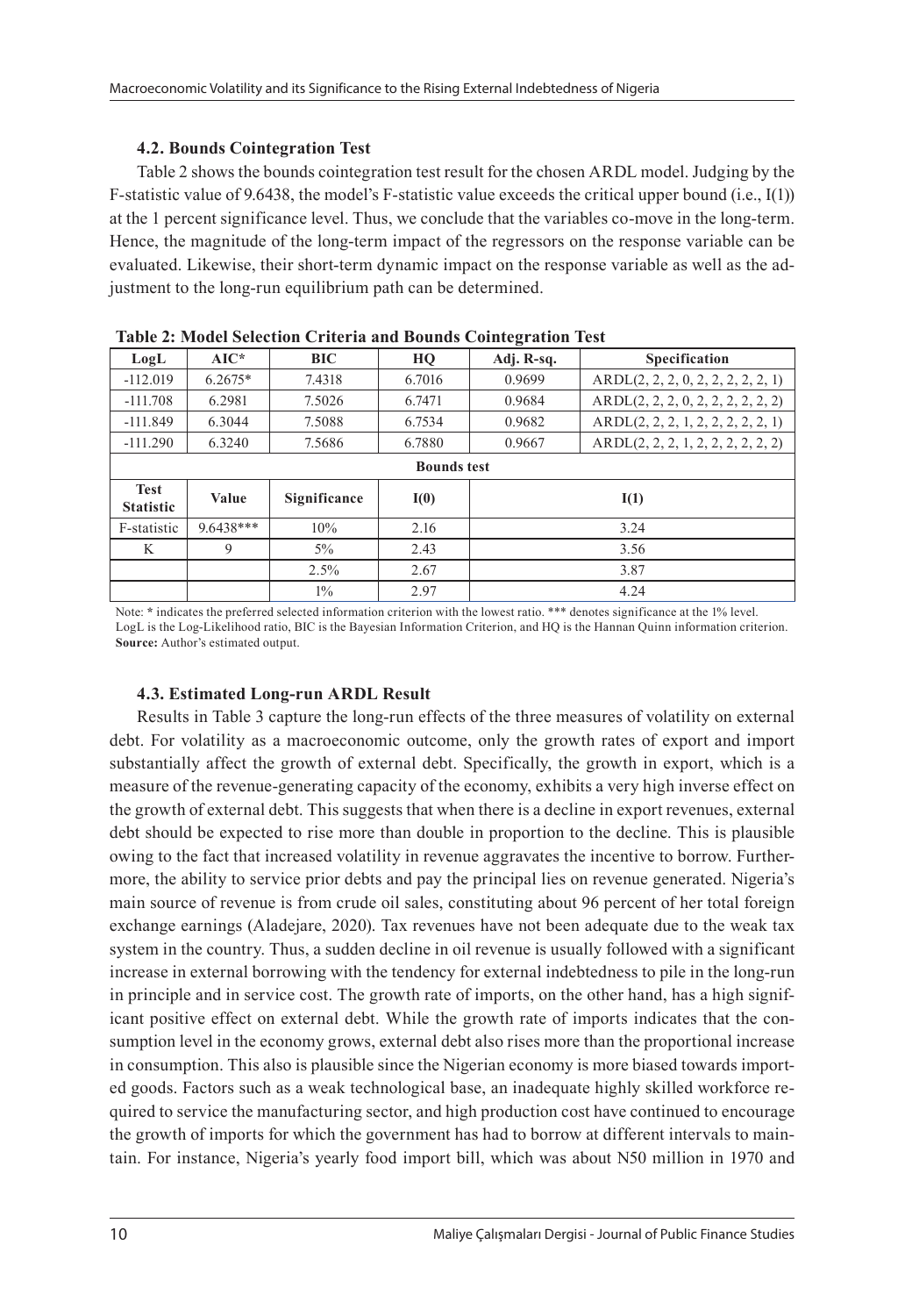### 4.2. Bounds Cointegration Test

Table 2 shows the bounds cointegration test result for the chosen ARDL model. Judging by the F-statistic value of 9.6438, the model's F-statistic value exceeds the critical upper bound (i.e., I(1)) at the 1 percent significance level. Thus, we conclude that the variables co-move in the long-term. Hence, the magnitude of the long-term impact of the regressors on the response variable can be evaluated. Likewise, their short-term dynamic impact on the response variable as well as the adjustment to the long-run equilibrium path can be determined.

**Table 2: Model Selection Criteria and Bounds Cointegration Test**

| LogL | AIC* | BIC | HQ | Adj. R-sq. | Specification |
|---|---|---|---|---|---|
| -112.019 | 6.2675* | 7.4318 | 6.7016 | 0.9699 | ARDL(2, 2, 2, 0, 2, 2, 2, 2, 2, 1) |
| -111.708 | 6.2981 | 7.5026 | 6.7471 | 0.9684 | ARDL(2, 2, 2, 0, 2, 2, 2, 2, 2, 2) |
| -111.849 | 6.3044 | 7.5088 | 6.7534 | 0.9682 | ARDL(2, 2, 2, 1, 2, 2, 2, 2, 2, 1) |
| -111.290 | 6.3240 | 7.5686 | 6.7880 | 0.9667 | ARDL(2, 2, 2, 1, 2, 2, 2, 2, 2, 2) |
| **Bounds test** | | | | | |
| **Test Statistic** | **Value** | **Significance** | **I(0)** | **I(1)** | |
| F-statistic | 9.6438*** | 10% | 2.16 | 3.24 | |
| K | 9 | 5% | 2.43 | 3.56 | |
| | | 2.5% | 2.67 | 3.87 | |
| | | 1% | 2.97 | 4.24 | |

Note: * indicates the preferred selected information criterion with the lowest ratio. *** denotes significance at the 1% level. LogL is the Log-Likelihood ratio, BIC is the Bayesian Information Criterion, and HQ is the Hannan Quinn information criterion.
**Source:** Author's estimated output.

### 4.3. Estimated Long-run ARDL Result

Results in Table 3 capture the long-run effects of the three measures of volatility on external debt. For volatility as a macroeconomic outcome, only the growth rates of export and import substantially affect the growth of external debt. Specifically, the growth in export, which is a measure of the revenue-generating capacity of the economy, exhibits a very high inverse effect on the growth of external debt. This suggests that when there is a decline in export revenues, external debt should be expected to rise more than double in proportion to the decline. This is plausible owing to the fact that increased volatility in revenue aggravates the incentive to borrow. Furthermore, the ability to service prior debts and pay the principal lies on revenue generated. Nigeria's main source of revenue is from crude oil sales, constituting about 96 percent of her total foreign exchange earnings (Aladejare, 2020). Tax revenues have not been adequate due to the weak tax system in the country. Thus, a sudden decline in oil revenue is usually followed with a significant increase in external borrowing with the tendency for external indebtedness to pile in the long-run in principle and in service cost. The growth rate of imports, on the other hand, has a high significant positive effect on external debt. While the growth rate of imports indicates that the consumption level in the economy grows, external debt also rises more than the proportional increase in consumption. This also is plausible since the Nigerian economy is more biased towards imported goods. Factors such as a weak technological base, an inadequate highly skilled workforce required to service the manufacturing sector, and high production cost have continued to encourage the growth of imports for which the government has had to borrow at different intervals to maintain. For instance, Nigeria's yearly food import bill, which was about N50 million in 1970 and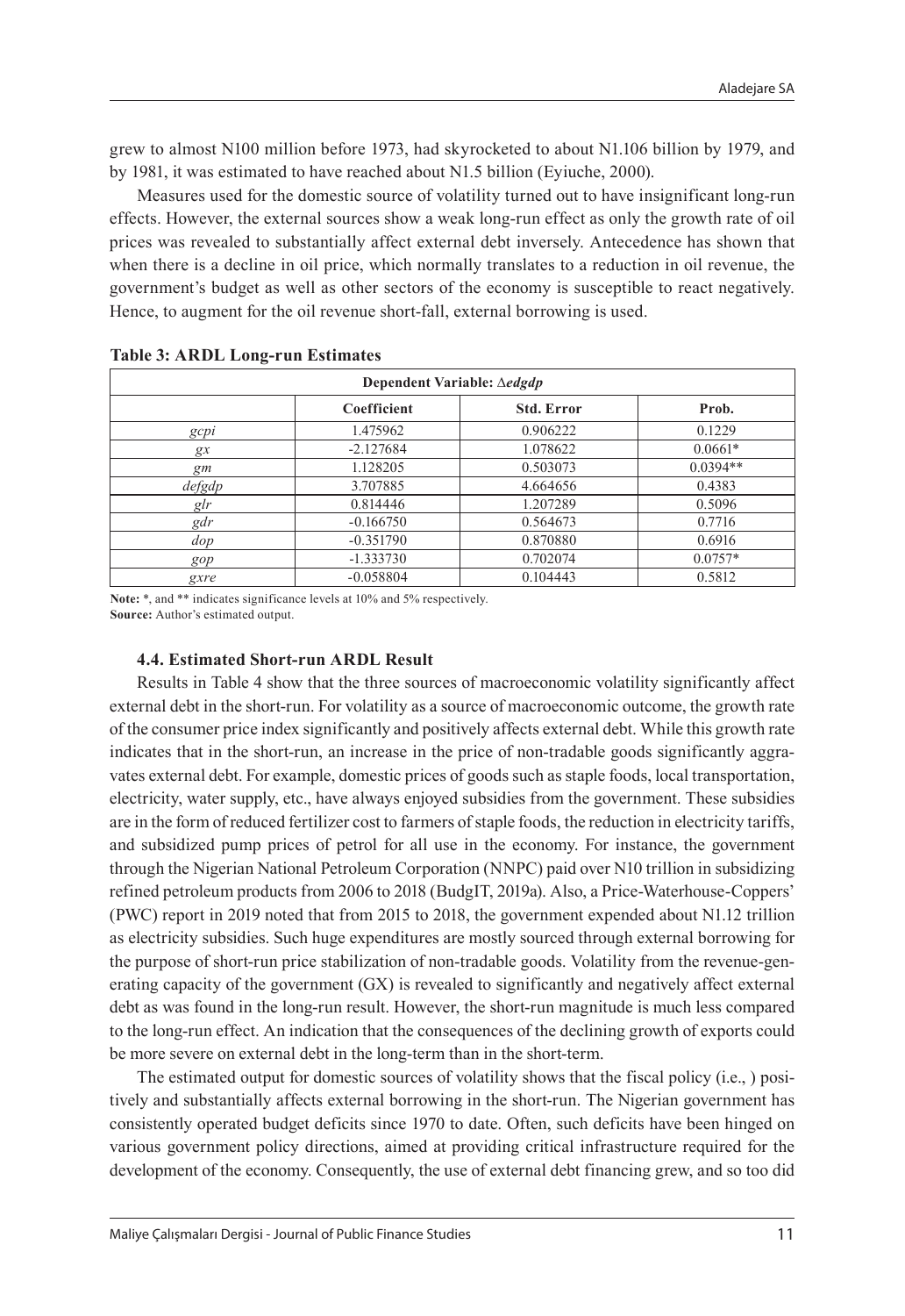grew to almost N100 million before 1973, had skyrocketed to about N1.106 billion by 1979, and by 1981, it was estimated to have reached about N1.5 billion (Eyiuche, 2000).

Measures used for the domestic source of volatility turned out to have insignificant long-run effects. However, the external sources show a weak long-run effect as only the growth rate of oil prices was revealed to substantially affect external debt inversely. Antecedence has shown that when there is a decline in oil price, which normally translates to a reduction in oil revenue, the government's budget as well as other sectors of the economy is susceptible to react negatively. Hence, to augment for the oil revenue short-fall, external borrowing is used.

**Table 3: ARDL Long-run Estimates**

| Dependent Variable: $\Delta edgdp$ | | | |
|---|---|---|---|
| | Coefficient | Std. Error | Prob. |
| *gcpi* | 1.475962 | 0.906222 | 0.1229 |
| *gx* | -2.127684 | 1.078622 | 0.0661* |
| *gm* | 1.128205 | 0.503073 | 0.0394** |
| *defgdp* | 3.707885 | 4.664656 | 0.4383 |
| *glr* | 0.814446 | 1.207289 | 0.5096 |
| *gdr* | -0.166750 | 0.564673 | 0.7716 |
| *dop* | -0.351790 | 0.870880 | 0.6916 |
| *gop* | -1.333730 | 0.702074 | 0.0757* |
| *gxre* | -0.058804 | 0.104443 | 0.5812 |

**Note:** *, and ** indicates significance levels at 10% and 5% respectively.
**Source:** Author's estimated output.

### 4.4. Estimated Short-run ARDL Result

Results in Table 4 show that the three sources of macroeconomic volatility significantly affect external debt in the short-run. For volatility as a source of macroeconomic outcome, the growth rate of the consumer price index significantly and positively affects external debt. While this growth rate indicates that in the short-run, an increase in the price of non-tradable goods significantly aggravates external debt. For example, domestic prices of goods such as staple foods, local transportation, electricity, water supply, etc., have always enjoyed subsidies from the government. These subsidies are in the form of reduced fertilizer cost to farmers of staple foods, the reduction in electricity tariffs, and subsidized pump prices of petrol for all use in the economy. For instance, the government through the Nigerian National Petroleum Corporation (NNPC) paid over N10 trillion in subsidizing refined petroleum products from 2006 to 2018 (BudgIT, 2019a). Also, a Price-Waterhouse-Coppers' (PWC) report in 2019 noted that from 2015 to 2018, the government expended about N1.12 trillion as electricity subsidies. Such huge expenditures are mostly sourced through external borrowing for the purpose of short-run price stabilization of non-tradable goods. Volatility from the revenue-generating capacity of the government (GX) is revealed to significantly and negatively affect external debt as was found in the long-run result. However, the short-run magnitude is much less compared to the long-run effect. An indication that the consequences of the declining growth of exports could be more severe on external debt in the long-term than in the short-term.

The estimated output for domestic sources of volatility shows that the fiscal policy (i.e., ) positively and substantially affects external borrowing in the short-run. The Nigerian government has consistently operated budget deficits since 1970 to date. Often, such deficits have been hinged on various government policy directions, aimed at providing critical infrastructure required for the development of the economy. Consequently, the use of external debt financing grew, and so too did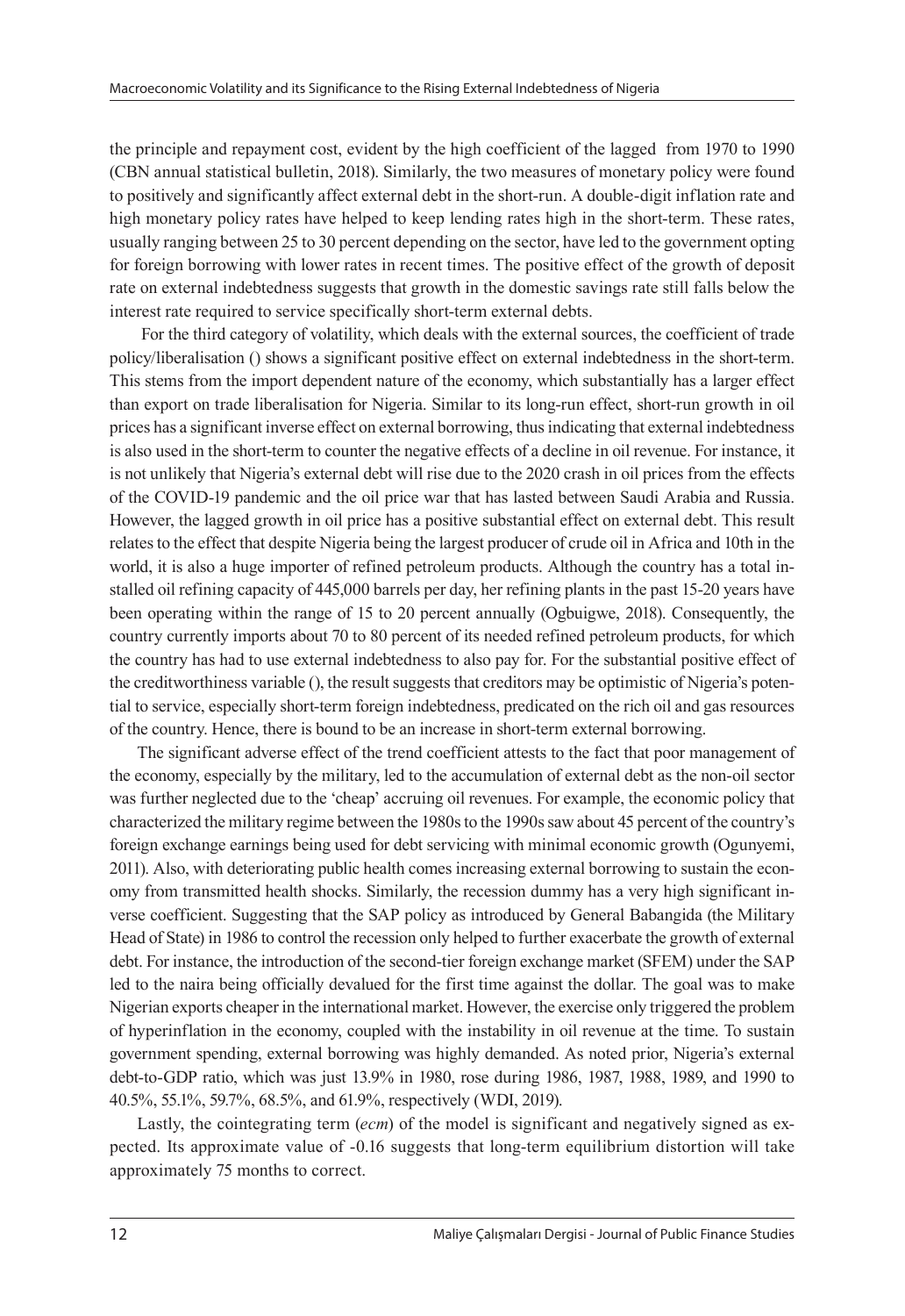the principle and repayment cost, evident by the high coefficient of the lagged  from 1970 to 1990 (CBN annual statistical bulletin, 2018). Similarly, the two measures of monetary policy were found to positively and significantly affect external debt in the short-run. A double-digit inflation rate and high monetary policy rates have helped to keep lending rates high in the short-term. These rates, usually ranging between 25 to 30 percent depending on the sector, have led to the government opting for foreign borrowing with lower rates in recent times. The positive effect of the growth of deposit rate on external indebtedness suggests that growth in the domestic savings rate still falls below the interest rate required to service specifically short-term external debts.

For the third category of volatility, which deals with the external sources, the coefficient of trade policy/liberalisation () shows a significant positive effect on external indebtedness in the short-term. This stems from the import dependent nature of the economy, which substantially has a larger effect than export on trade liberalisation for Nigeria. Similar to its long-run effect, short-run growth in oil prices has a significant inverse effect on external borrowing, thus indicating that external indebtedness is also used in the short-term to counter the negative effects of a decline in oil revenue. For instance, it is not unlikely that Nigeria's external debt will rise due to the 2020 crash in oil prices from the effects of the COVID-19 pandemic and the oil price war that has lasted between Saudi Arabia and Russia. However, the lagged growth in oil price has a positive substantial effect on external debt. This result relates to the effect that despite Nigeria being the largest producer of crude oil in Africa and 10th in the world, it is also a huge importer of refined petroleum products. Although the country has a total installed oil refining capacity of 445,000 barrels per day, her refining plants in the past 15-20 years have been operating within the range of 15 to 20 percent annually (Ogbuigwe, 2018). Consequently, the country currently imports about 70 to 80 percent of its needed refined petroleum products, for which the country has had to use external indebtedness to also pay for. For the substantial positive effect of the creditworthiness variable (), the result suggests that creditors may be optimistic of Nigeria's potential to service, especially short-term foreign indebtedness, predicated on the rich oil and gas resources of the country. Hence, there is bound to be an increase in short-term external borrowing.

The significant adverse effect of the trend coefficient attests to the fact that poor management of the economy, especially by the military, led to the accumulation of external debt as the non-oil sector was further neglected due to the 'cheap' accruing oil revenues. For example, the economic policy that characterized the military regime between the 1980s to the 1990s saw about 45 percent of the country's foreign exchange earnings being used for debt servicing with minimal economic growth (Ogunyemi, 2011). Also, with deteriorating public health comes increasing external borrowing to sustain the economy from transmitted health shocks. Similarly, the recession dummy has a very high significant inverse coefficient. Suggesting that the SAP policy as introduced by General Babangida (the Military Head of State) in 1986 to control the recession only helped to further exacerbate the growth of external debt. For instance, the introduction of the second-tier foreign exchange market (SFEM) under the SAP led to the naira being officially devalued for the first time against the dollar. The goal was to make Nigerian exports cheaper in the international market. However, the exercise only triggered the problem of hyperinflation in the economy, coupled with the instability in oil revenue at the time. To sustain government spending, external borrowing was highly demanded. As noted prior, Nigeria's external debt-to-GDP ratio, which was just 13.9% in 1980, rose during 1986, 1987, 1988, 1989, and 1990 to 40.5%, 55.1%, 59.7%, 68.5%, and 61.9%, respectively (WDI, 2019).

Lastly, the cointegrating term (*ecm*) of the model is significant and negatively signed as expected. Its approximate value of -0.16 suggests that long-term equilibrium distortion will take approximately 75 months to correct.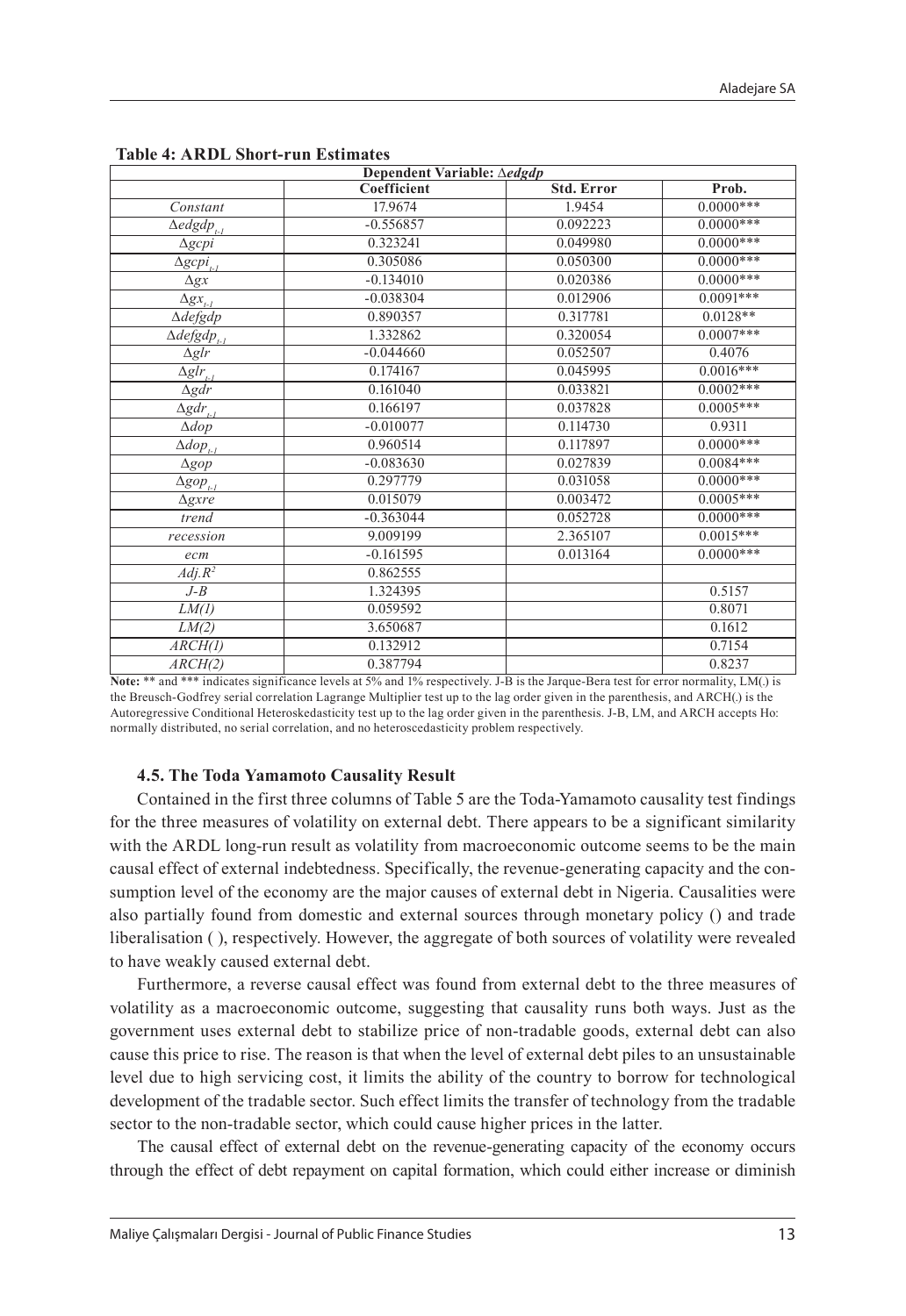**Table 4: ARDL Short-run Estimates**

| Dependent Variable: $\Delta edgdp$ | | | |
|---|---|---|---|
| | Coefficient | Std. Error | Prob. |
| *Constant* | 17.9674 | 1.9454 | 0.0000*** |
| $\Delta edgdp_{t-1}$ | -0.556857 | 0.092223 | 0.0000*** |
| $\Delta gcpi$ | 0.323241 | 0.049980 | 0.0000*** |
| $\Delta gcpi_{t-1}$ | 0.305086 | 0.050300 | 0.0000*** |
| $\Delta gx$ | -0.134010 | 0.020386 | 0.0000*** |
| $\Delta gx_{t-1}$ | -0.038304 | 0.012906 | 0.0091*** |
| $\Delta defgdp$ | 0.890357 | 0.317781 | 0.0128** |
| $\Delta defgdp_{t-1}$ | 1.332862 | 0.320054 | 0.0007*** |
| $\Delta glr$ | -0.044660 | 0.052507 | 0.4076 |
| $\Delta glr_{t-1}$ | 0.174167 | 0.045995 | 0.0016*** |
| $\Delta gdr$ | 0.161040 | 0.033821 | 0.0002*** |
| $\Delta gdr_{t-1}$ | 0.166197 | 0.037828 | 0.0005*** |
| $\Delta dop$ | -0.010077 | 0.114730 | 0.9311 |
| $\Delta dop_{t-1}$ | 0.960514 | 0.117897 | 0.0000*** |
| $\Delta gop$ | -0.083630 | 0.027839 | 0.0084*** |
| $\Delta gop_{t-1}$ | 0.297779 | 0.031058 | 0.0000*** |
| $\Delta gxre$ | 0.015079 | 0.003472 | 0.0005*** |
| *trend* | -0.363044 | 0.052728 | 0.0000*** |
| *recession* | 9.009199 | 2.365107 | 0.0015*** |
| *ecm* | -0.161595 | 0.013164 | 0.0000*** |
| $Adj.R^2$ | 0.862555 | | |
| *J-B* | 1.324395 | | 0.5157 |
| *LM(1)* | 0.059592 | | 0.8071 |
| *LM(2)* | 3.650687 | | 0.1612 |
| *ARCH(1)* | 0.132912 | | 0.7154 |
| *ARCH(2)* | 0.387794 | | 0.8237 |

**Note:** ** and *** indicates significance levels at 5% and 1% respectively. J-B is the Jarque-Bera test for error normality, LM(.) is the Breusch-Godfrey serial correlation Lagrange Multiplier test up to the lag order given in the parenthesis, and ARCH(.) is the Autoregressive Conditional Heteroskedasticity test up to the lag order given in the parenthesis. J-B, LM, and ARCH accepts Ho: normally distributed, no serial correlation, and no heteroscedasticity problem respectively.

### 4.5. The Toda Yamamoto Causality Result

Contained in the first three columns of Table 5 are the Toda-Yamamoto causality test findings for the three measures of volatility on external debt. There appears to be a significant similarity with the ARDL long-run result as volatility from macroeconomic outcome seems to be the main causal effect of external indebtedness. Specifically, the revenue-generating capacity and the consumption level of the economy are the major causes of external debt in Nigeria. Causalities were also partially found from domestic and external sources through monetary policy () and trade liberalisation ( ), respectively. However, the aggregate of both sources of volatility were revealed to have weakly caused external debt.

Furthermore, a reverse causal effect was found from external debt to the three measures of volatility as a macroeconomic outcome, suggesting that causality runs both ways. Just as the government uses external debt to stabilize price of non-tradable goods, external debt can also cause this price to rise. The reason is that when the level of external debt piles to an unsustainable level due to high servicing cost, it limits the ability of the country to borrow for technological development of the tradable sector. Such effect limits the transfer of technology from the tradable sector to the non-tradable sector, which could cause higher prices in the latter.

The causal effect of external debt on the revenue-generating capacity of the economy occurs through the effect of debt repayment on capital formation, which could either increase or diminish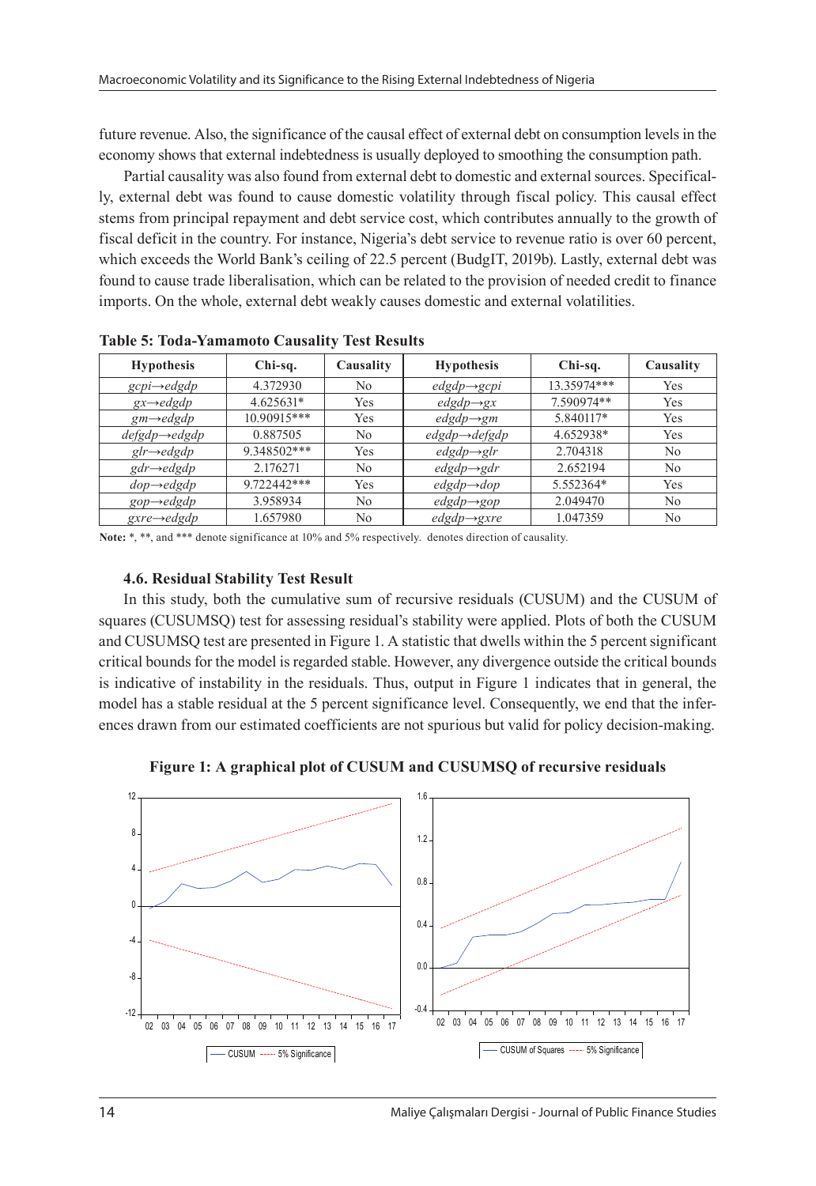future revenue. Also, the significance of the causal effect of external debt on consumption levels in the economy shows that external indebtedness is usually deployed to smoothing the consumption path.

Partial causality was also found from external debt to domestic and external sources. Specifically, external debt was found to cause domestic volatility through fiscal policy. This causal effect stems from principal repayment and debt service cost, which contributes annually to the growth of fiscal deficit in the country. For instance, Nigeria's debt service to revenue ratio is over 60 percent, which exceeds the World Bank's ceiling of 22.5 percent (BudgIT, 2019b). Lastly, external debt was found to cause trade liberalisation, which can be related to the provision of needed credit to finance imports. On the whole, external debt weakly causes domestic and external volatilities.

**Table 5: Toda-Yamamoto Causality Test Results**

| Hypothesis | Chi-sq. | Causality | Hypothesis | Chi-sq. | Causality |
|---|---|---|---|---|---|
| *gcpi→edgdp* | 4.372930 | No | *edgdp→gcpi* | 13.35974*** | Yes |
| *gx→edgdp* | 4.625631* | Yes | *edgdp→gx* | 7.590974** | Yes |
| *gm→edgdp* | 10.90915*** | Yes | *edgdp→gm* | 5.840117* | Yes |
| *defgdp→edgdp* | 0.887505 | No | *edgdp→defgdp* | 4.652938* | Yes |
| *glr→edgdp* | 9.348502*** | Yes | *edgdp→glr* | 2.704318 | No |
| *gdr→edgdp* | 2.176271 | No | *edgdp→gdr* | 2.652194 | No |
| *dop→edgdp* | 9.722442*** | Yes | *edgdp→dop* | 5.552364* | Yes |
| *gop→edgdp* | 3.958934 | No | *edgdp→gop* | 2.049470 | No |
| *gxre→edgdp* | 1.657980 | No | *edgdp→gxre* | 1.047359 | No |

**Note:** *, **, and *** denote significance at 10% and 5% respectively. denotes direction of causality.

### 4.6. Residual Stability Test Result

In this study, both the cumulative sum of recursive residuals (CUSUM) and the CUSUM of squares (CUSUMSQ) test for assessing residual's stability were applied. Plots of both the CUSUM and CUSUMSQ test are presented in Figure 1. A statistic that dwells within the 5 percent significant critical bounds for the model is regarded stable. However, any divergence outside the critical bounds is indicative of instability in the residuals. Thus, output in Figure 1 indicates that in general, the model has a stable residual at the 5 percent significance level. Consequently, we end that the inferences drawn from our estimated coefficients are not spurious but valid for policy decision-making.

**Figure 1: A graphical plot of CUSUM and CUSUMSQ of recursive residuals**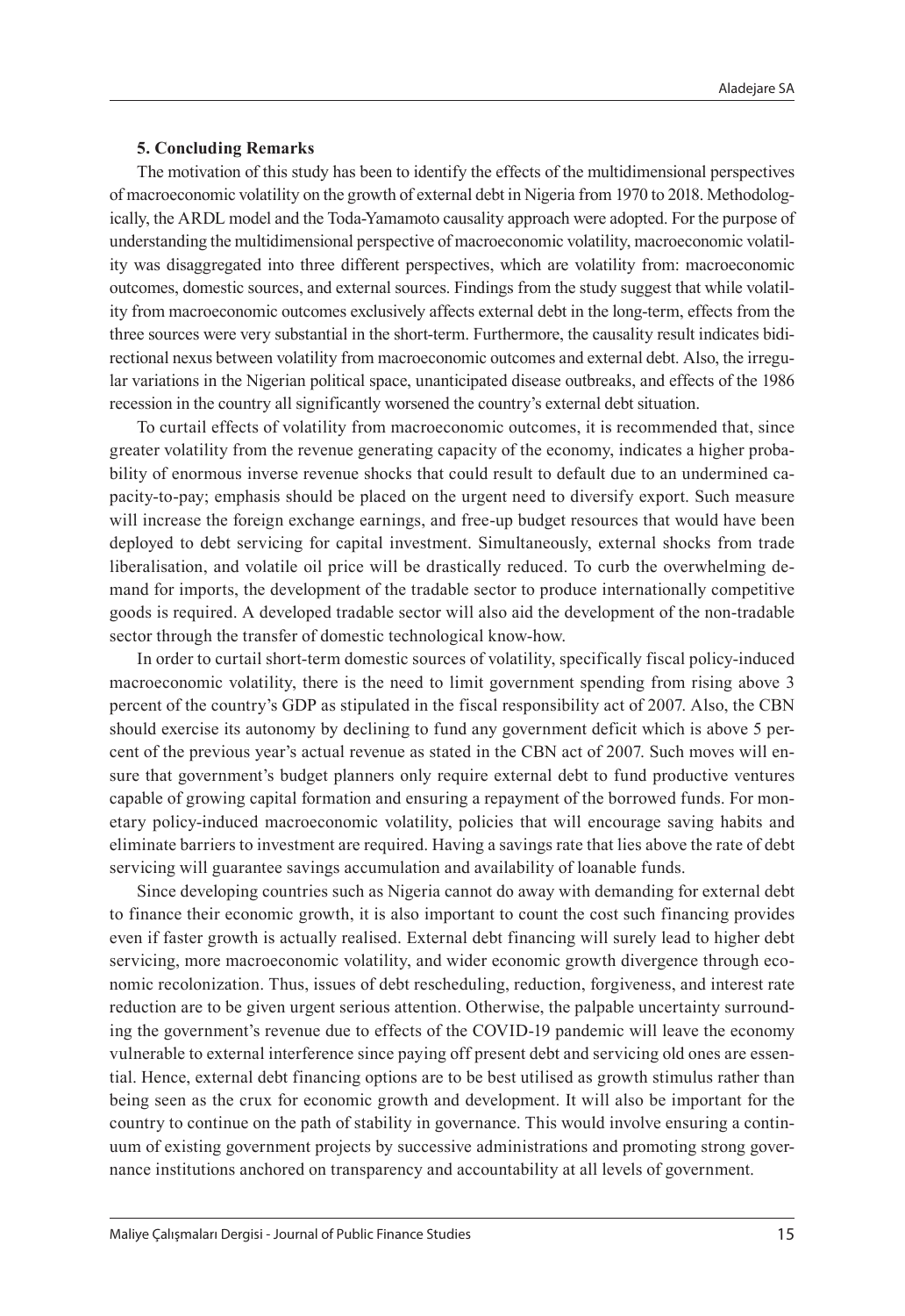### 5. Concluding Remarks

The motivation of this study has been to identify the effects of the multidimensional perspectives of macroeconomic volatility on the growth of external debt in Nigeria from 1970 to 2018. Methodologically, the ARDL model and the Toda-Yamamoto causality approach were adopted. For the purpose of understanding the multidimensional perspective of macroeconomic volatility, macroeconomic volatility was disaggregated into three different perspectives, which are volatility from: macroeconomic outcomes, domestic sources, and external sources. Findings from the study suggest that while volatility from macroeconomic outcomes exclusively affects external debt in the long-term, effects from the three sources were very substantial in the short-term. Furthermore, the causality result indicates bidirectional nexus between volatility from macroeconomic outcomes and external debt. Also, the irregular variations in the Nigerian political space, unanticipated disease outbreaks, and effects of the 1986 recession in the country all significantly worsened the country's external debt situation.

To curtail effects of volatility from macroeconomic outcomes, it is recommended that, since greater volatility from the revenue generating capacity of the economy, indicates a higher probability of enormous inverse revenue shocks that could result to default due to an undermined capacity-to-pay; emphasis should be placed on the urgent need to diversify export. Such measure will increase the foreign exchange earnings, and free-up budget resources that would have been deployed to debt servicing for capital investment. Simultaneously, external shocks from trade liberalisation, and volatile oil price will be drastically reduced. To curb the overwhelming demand for imports, the development of the tradable sector to produce internationally competitive goods is required. A developed tradable sector will also aid the development of the non-tradable sector through the transfer of domestic technological know-how.

In order to curtail short-term domestic sources of volatility, specifically fiscal policy-induced macroeconomic volatility, there is the need to limit government spending from rising above 3 percent of the country's GDP as stipulated in the fiscal responsibility act of 2007. Also, the CBN should exercise its autonomy by declining to fund any government deficit which is above 5 percent of the previous year's actual revenue as stated in the CBN act of 2007. Such moves will ensure that government's budget planners only require external debt to fund productive ventures capable of growing capital formation and ensuring a repayment of the borrowed funds. For monetary policy-induced macroeconomic volatility, policies that will encourage saving habits and eliminate barriers to investment are required. Having a savings rate that lies above the rate of debt servicing will guarantee savings accumulation and availability of loanable funds.

Since developing countries such as Nigeria cannot do away with demanding for external debt to finance their economic growth, it is also important to count the cost such financing provides even if faster growth is actually realised. External debt financing will surely lead to higher debt servicing, more macroeconomic volatility, and wider economic growth divergence through economic recolonization. Thus, issues of debt rescheduling, reduction, forgiveness, and interest rate reduction are to be given urgent serious attention. Otherwise, the palpable uncertainty surrounding the government's revenue due to effects of the COVID-19 pandemic will leave the economy vulnerable to external interference since paying off present debt and servicing old ones are essential. Hence, external debt financing options are to be best utilised as growth stimulus rather than being seen as the crux for economic growth and development. It will also be important for the country to continue on the path of stability in governance. This would involve ensuring a continuum of existing government projects by successive administrations and promoting strong governance institutions anchored on transparency and accountability at all levels of government.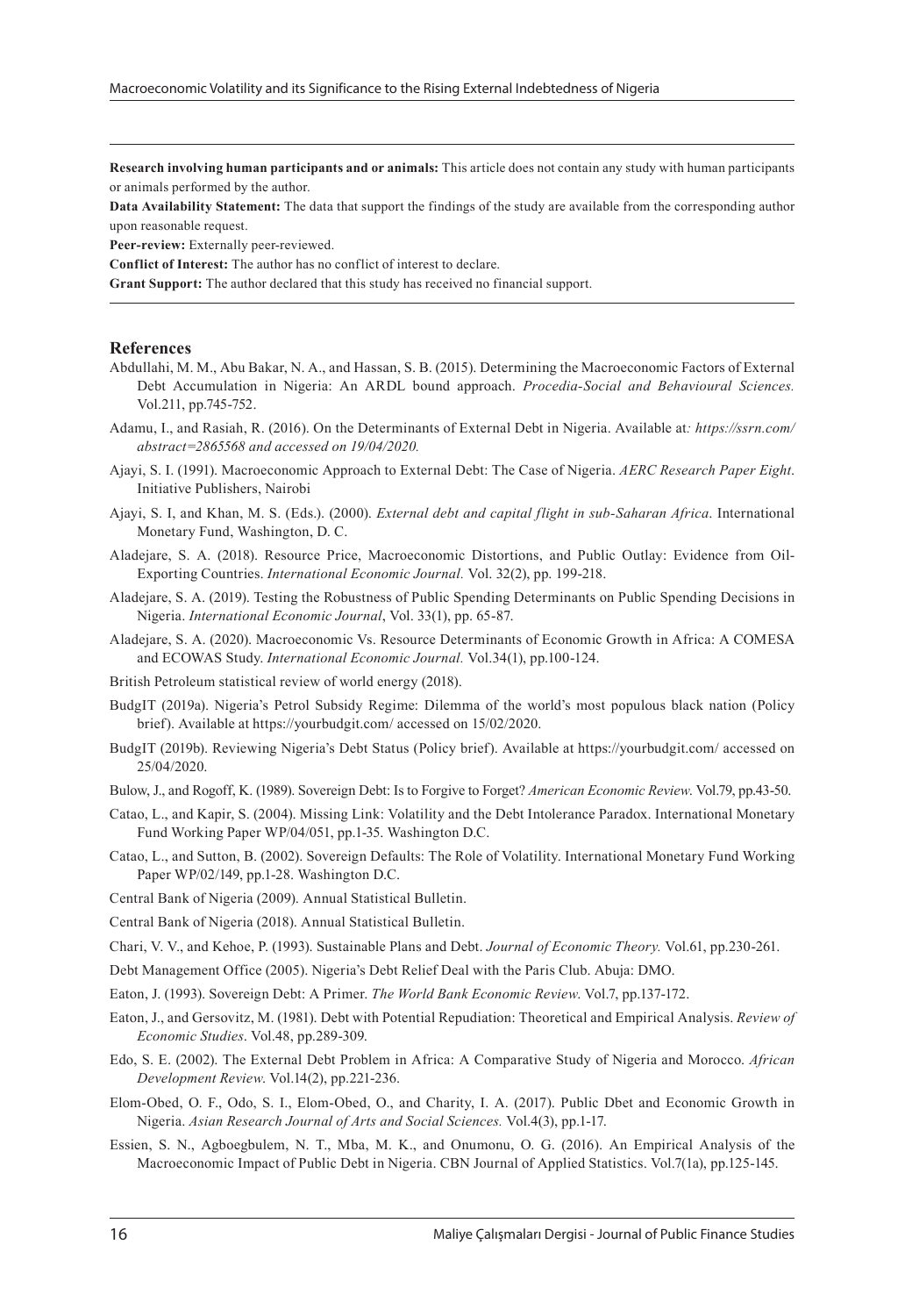**Research involving human participants and or animals:** This article does not contain any study with human participants or animals performed by the author.

**Data Availability Statement:** The data that support the findings of the study are available from the corresponding author upon reasonable request.

**Peer-review:** Externally peer-reviewed.

**Conflict of Interest:** The author has no conflict of interest to declare.

**Grant Support:** The author declared that this study has received no financial support.

## References

Abdullahi, M. M., Abu Bakar, N. A., and Hassan, S. B. (2015). Determining the Macroeconomic Factors of External Debt Accumulation in Nigeria: An ARDL bound approach. *Procedia-Social and Behavioural Sciences.* Vol.211, pp.745-752.

Adamu, I., and Rasiah, R. (2016). On the Determinants of External Debt in Nigeria. Available at*: https://ssrn.com/abstract=2865568 and accessed on 19/04/2020.*

Ajayi, S. I. (1991). Macroeconomic Approach to External Debt: The Case of Nigeria. *AERC Research Paper Eight*. Initiative Publishers, Nairobi

Ajayi, S. I, and Khan, M. S. (Eds.). (2000). *External debt and capital flight in sub-Saharan Africa*. International Monetary Fund, Washington, D. C.

Aladejare, S. A. (2018). Resource Price, Macroeconomic Distortions, and Public Outlay: Evidence from Oil-Exporting Countries. *International Economic Journal.* Vol. 32(2), pp. 199-218.

Aladejare, S. A. (2019). Testing the Robustness of Public Spending Determinants on Public Spending Decisions in Nigeria. *International Economic Journal*, Vol. 33(1), pp. 65-87.

Aladejare, S. A. (2020). Macroeconomic Vs. Resource Determinants of Economic Growth in Africa: A COMESA and ECOWAS Study. *International Economic Journal.* Vol.34(1), pp.100-124.

British Petroleum statistical review of world energy (2018).

BudgIT (2019a). Nigeria's Petrol Subsidy Regime: Dilemma of the world's most populous black nation (Policy brief). Available at https://yourbudgit.com/ accessed on 15/02/2020.

BudgIT (2019b). Reviewing Nigeria's Debt Status (Policy brief). Available at https://yourbudgit.com/ accessed on 25/04/2020.

Bulow, J., and Rogoff, K. (1989). Sovereign Debt: Is to Forgive to Forget? *American Economic Review*. Vol.79, pp.43-50.

Catao, L., and Kapir, S. (2004). Missing Link: Volatility and the Debt Intolerance Paradox. International Monetary Fund Working Paper WP/04/051, pp.1-35. Washington D.C.

Catao, L., and Sutton, B. (2002). Sovereign Defaults: The Role of Volatility. International Monetary Fund Working Paper WP/02/149, pp.1-28. Washington D.C.

Central Bank of Nigeria (2009). Annual Statistical Bulletin.

Central Bank of Nigeria (2018). Annual Statistical Bulletin.

Chari, V. V., and Kehoe, P. (1993). Sustainable Plans and Debt. *Journal of Economic Theory.* Vol.61, pp.230-261.

Debt Management Office (2005). Nigeria's Debt Relief Deal with the Paris Club. Abuja: DMO.

Eaton, J. (1993). Sovereign Debt: A Primer. *The World Bank Economic Review*. Vol.7, pp.137-172.

Eaton, J., and Gersovitz, M. (1981). Debt with Potential Repudiation: Theoretical and Empirical Analysis. *Review of Economic Studies*. Vol.48, pp.289-309.

Edo, S. E. (2002). The External Debt Problem in Africa: A Comparative Study of Nigeria and Morocco. *African Development Review*. Vol.14(2), pp.221-236.

Elom-Obed, O. F., Odo, S. I., Elom-Obed, O., and Charity, I. A. (2017). Public Dbet and Economic Growth in Nigeria. *Asian Research Journal of Arts and Social Sciences.* Vol.4(3), pp.1-17.

Essien, S. N., Agboegbulem, N. T., Mba, M. K., and Onumonu, O. G. (2016). An Empirical Analysis of the Macroeconomic Impact of Public Debt in Nigeria. CBN Journal of Applied Statistics. Vol.7(1a), pp.125-145.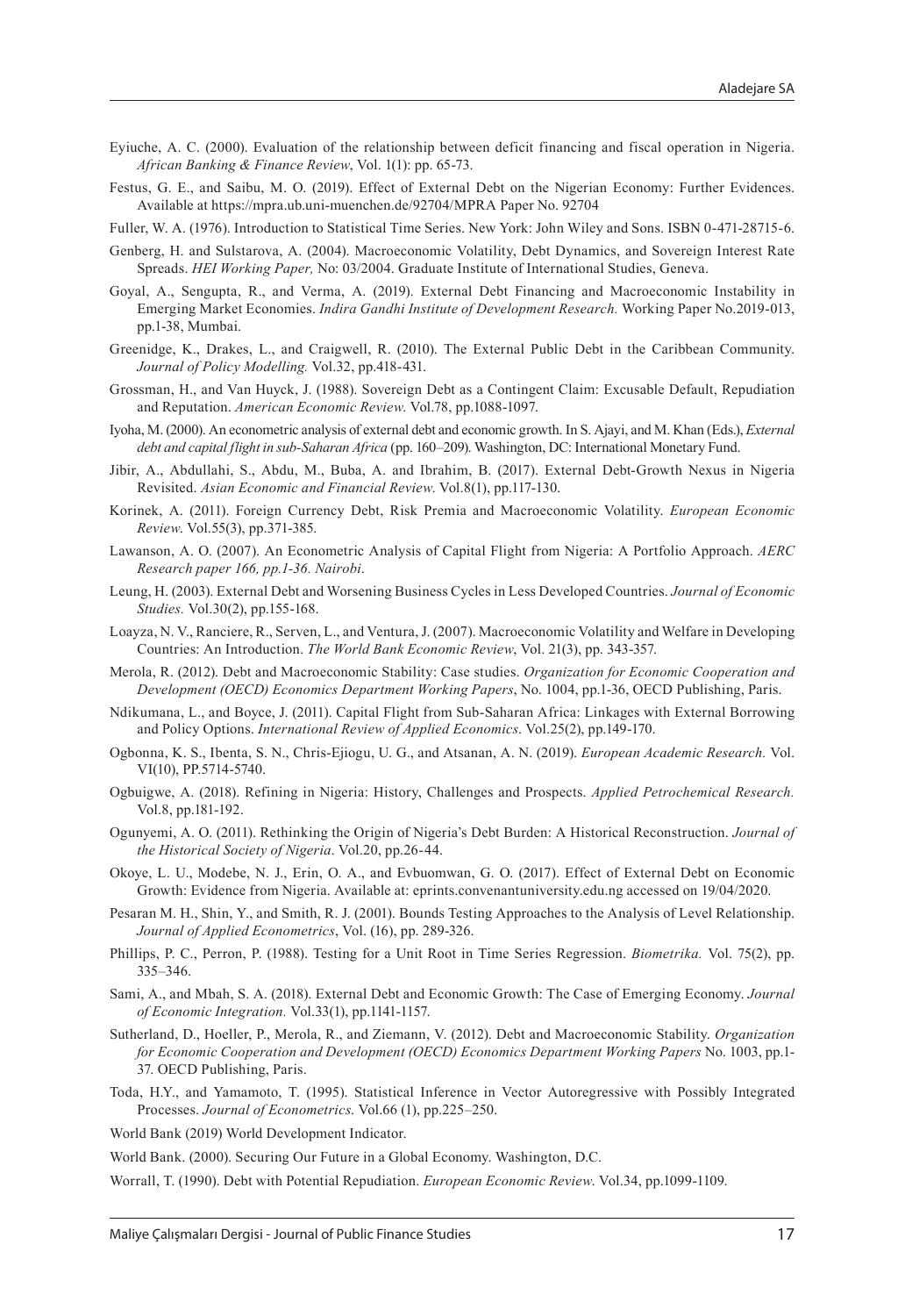Eyiuche, A. C. (2000). Evaluation of the relationship between deficit financing and fiscal operation in Nigeria. *African Banking & Finance Review*, Vol. 1(1): pp. 65-73.

Festus, G. E., and Saibu, M. O. (2019). Effect of External Debt on the Nigerian Economy: Further Evidences. Available at https://mpra.ub.uni-muenchen.de/92704/MPRA Paper No. 92704

Fuller, W. A. (1976). Introduction to Statistical Time Series. New York: John Wiley and Sons. ISBN 0-471-28715-6.

Genberg, H. and Sulstarova, A. (2004). Macroeconomic Volatility, Debt Dynamics, and Sovereign Interest Rate Spreads. *HEI Working Paper,* No: 03/2004. Graduate Institute of International Studies, Geneva.

Goyal, A., Sengupta, R., and Verma, A. (2019). External Debt Financing and Macroeconomic Instability in Emerging Market Economies. *Indira Gandhi Institute of Development Research.* Working Paper No.2019-013, pp.1-38, Mumbai.

Greenidge, K., Drakes, L., and Craigwell, R. (2010). The External Public Debt in the Caribbean Community. *Journal of Policy Modelling.* Vol.32, pp.418-431.

Grossman, H., and Van Huyck, J. (1988). Sovereign Debt as a Contingent Claim: Excusable Default, Repudiation and Reputation. *American Economic Review*. Vol.78, pp.1088-1097.

Iyoha, M. (2000). An econometric analysis of external debt and economic growth. In S. Ajayi, and M. Khan (Eds.), *External debt and capital flight in sub-Saharan Africa* (pp. 160–209). Washington, DC: International Monetary Fund.

Jibir, A., Abdullahi, S., Abdu, M., Buba, A. and Ibrahim, B. (2017). External Debt-Growth Nexus in Nigeria Revisited. *Asian Economic and Financial Review*. Vol.8(1), pp.117-130.

Korinek, A. (2011). Foreign Currency Debt, Risk Premia and Macroeconomic Volatility. *European Economic Review*. Vol.55(3), pp.371-385.

Lawanson, A. O. (2007). An Econometric Analysis of Capital Flight from Nigeria: A Portfolio Approach. *AERC Research paper 166, pp.1-36. Nairobi*.

Leung, H. (2003). External Debt and Worsening Business Cycles in Less Developed Countries. *Journal of Economic Studies.* Vol.30(2), pp.155-168.

Loayza, N. V., Ranciere, R., Serven, L., and Ventura, J. (2007). Macroeconomic Volatility and Welfare in Developing Countries: An Introduction. *The World Bank Economic Review*, Vol. 21(3), pp. 343-357.

Merola, R. (2012). Debt and Macroeconomic Stability: Case studies. *Organization for Economic Cooperation and Development (OECD) Economics Department Working Papers*, No. 1004, pp.1-36, OECD Publishing, Paris.

Ndikumana, L., and Boyce, J. (2011). Capital Flight from Sub-Saharan Africa: Linkages with External Borrowing and Policy Options. *International Review of Applied Economics*. Vol.25(2), pp.149-170.

Ogbonna, K. S., Ibenta, S. N., Chris-Ejiogu, U. G., and Atsanan, A. N. (2019). *European Academic Research.* Vol. VI(10), PP.5714-5740.

Ogbuigwe, A. (2018). Refining in Nigeria: History, Challenges and Prospects. *Applied Petrochemical Research.* Vol.8, pp.181-192.

Ogunyemi, A. O. (2011). Rethinking the Origin of Nigeria's Debt Burden: A Historical Reconstruction. *Journal of the Historical Society of Nigeria*. Vol.20, pp.26-44.

Okoye, L. U., Modebe, N. J., Erin, O. A., and Evbuomwan, G. O. (2017). Effect of External Debt on Economic Growth: Evidence from Nigeria. Available at: eprints.convenantuniversity.edu.ng accessed on 19/04/2020.

Pesaran M. H., Shin, Y., and Smith, R. J. (2001). Bounds Testing Approaches to the Analysis of Level Relationship. *Journal of Applied Econometrics*, Vol. (16), pp. 289-326.

Phillips, P. C., Perron, P. (1988). Testing for a Unit Root in Time Series Regression. *Biometrika.* Vol. 75(2), pp. 335–346.

Sami, A., and Mbah, S. A. (2018). External Debt and Economic Growth: The Case of Emerging Economy. *Journal of Economic Integration.* Vol.33(1), pp.1141-1157.

Sutherland, D., Hoeller, P., Merola, R., and Ziemann, V. (2012). Debt and Macroeconomic Stability. *Organization for Economic Cooperation and Development (OECD) Economics Department Working Papers* No. 1003, pp.1-37. OECD Publishing, Paris.

Toda, H.Y., and Yamamoto, T. (1995). Statistical Inference in Vector Autoregressive with Possibly Integrated Processes. *Journal of Econometrics*. Vol.66 (1), pp.225–250.

World Bank (2019) World Development Indicator.

World Bank. (2000). Securing Our Future in a Global Economy. Washington, D.C.

Worrall, T. (1990). Debt with Potential Repudiation. *European Economic Review*. Vol.34, pp.1099-1109.